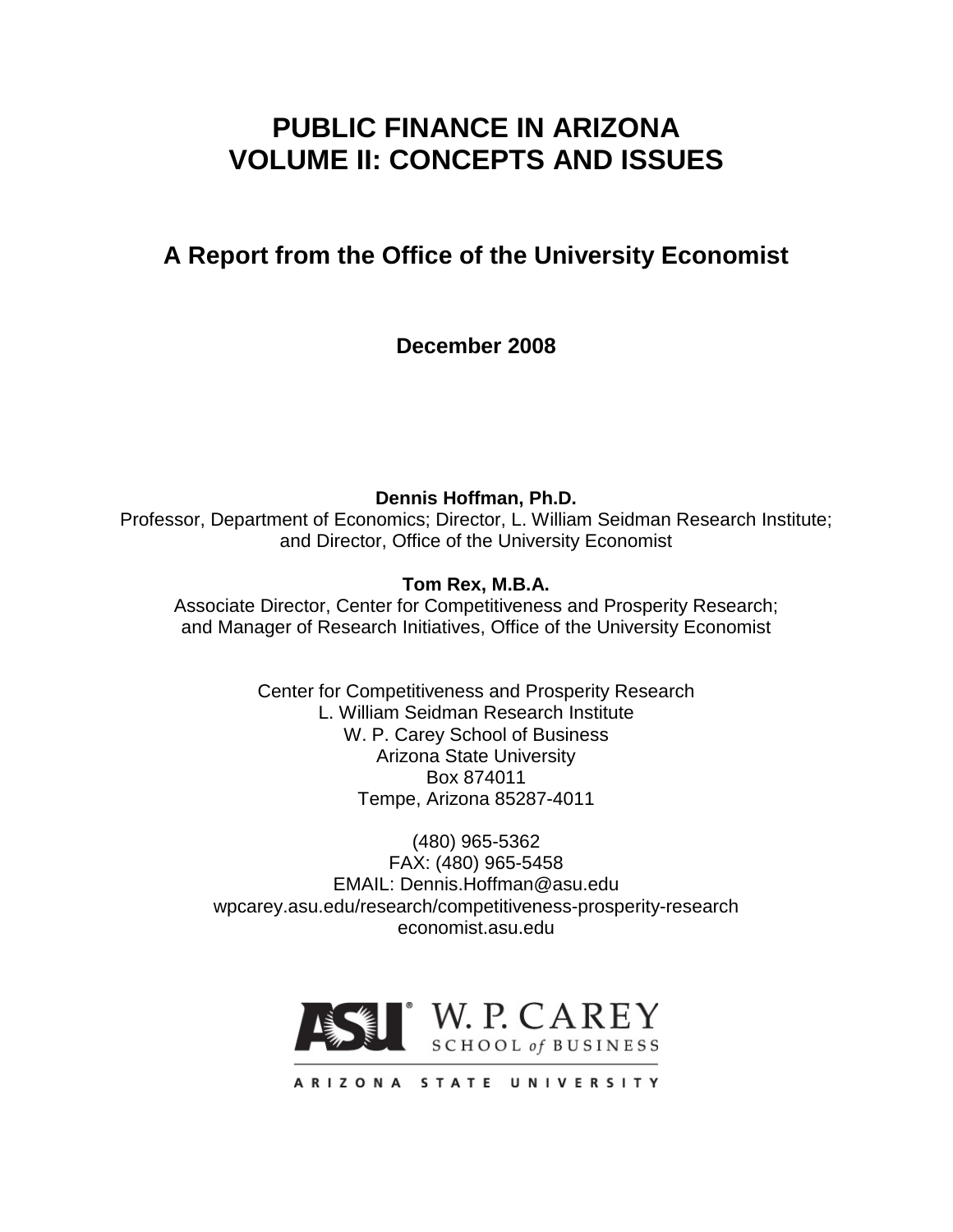# PUBLIC FINANCE IN ARIZONA
# VOLUME II: CONCEPTS AND ISSUES

## A Report from the Office of the University Economist

**December 2008**

**Dennis Hoffman, Ph.D.**
Professor, Department of Economics; Director, L. William Seidman Research Institute; and Director, Office of the University Economist

**Tom Rex, M.B.A.**
Associate Director, Center for Competitiveness and Prosperity Research; and Manager of Research Initiatives, Office of the University Economist

Center for Competitiveness and Prosperity Research
L. William Seidman Research Institute
W. P. Carey School of Business
Arizona State University
Box 874011
Tempe, Arizona 85287-4011

(480) 965-5362
FAX: (480) 965-5458
EMAIL: Dennis.Hoffman@asu.edu
wpcarey.asu.edu/research/competitiveness-prosperity-research
economist.asu.edu

ASU W. P. CAREY SCHOOL of BUSINESS

ARIZONA STATE UNIVERSITY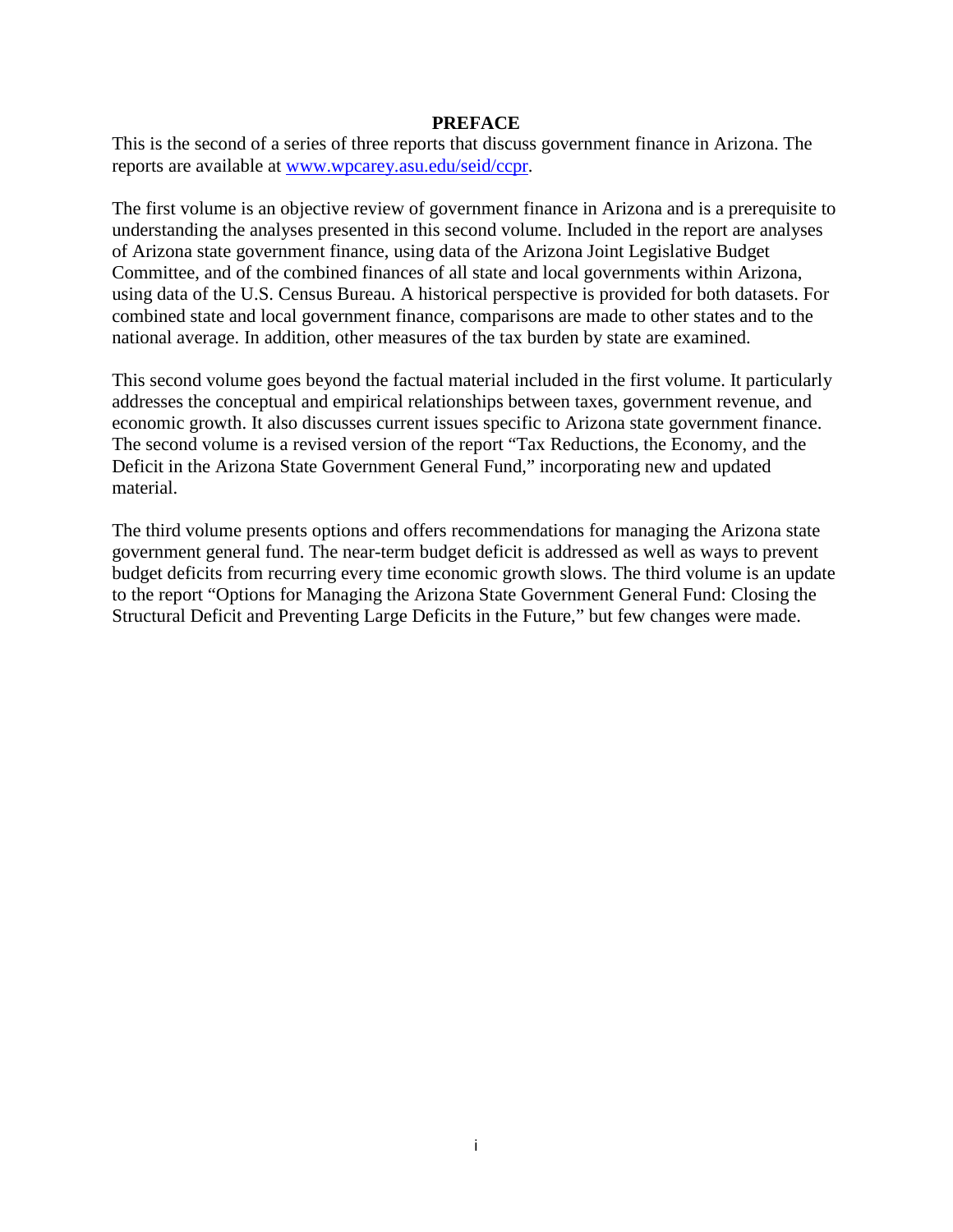# PREFACE

This is the second of a series of three reports that discuss government finance in Arizona. The reports are available at [www.wpcarey.asu.edu/seid/ccpr](www.wpcarey.asu.edu/seid/ccpr).

The first volume is an objective review of government finance in Arizona and is a prerequisite to understanding the analyses presented in this second volume. Included in the report are analyses of Arizona state government finance, using data of the Arizona Joint Legislative Budget Committee, and of the combined finances of all state and local governments within Arizona, using data of the U.S. Census Bureau. A historical perspective is provided for both datasets. For combined state and local government finance, comparisons are made to other states and to the national average. In addition, other measures of the tax burden by state are examined.

This second volume goes beyond the factual material included in the first volume. It particularly addresses the conceptual and empirical relationships between taxes, government revenue, and economic growth. It also discusses current issues specific to Arizona state government finance. The second volume is a revised version of the report "Tax Reductions, the Economy, and the Deficit in the Arizona State Government General Fund," incorporating new and updated material.

The third volume presents options and offers recommendations for managing the Arizona state government general fund. The near-term budget deficit is addressed as well as ways to prevent budget deficits from recurring every time economic growth slows. The third volume is an update to the report "Options for Managing the Arizona State Government General Fund: Closing the Structural Deficit and Preventing Large Deficits in the Future," but few changes were made.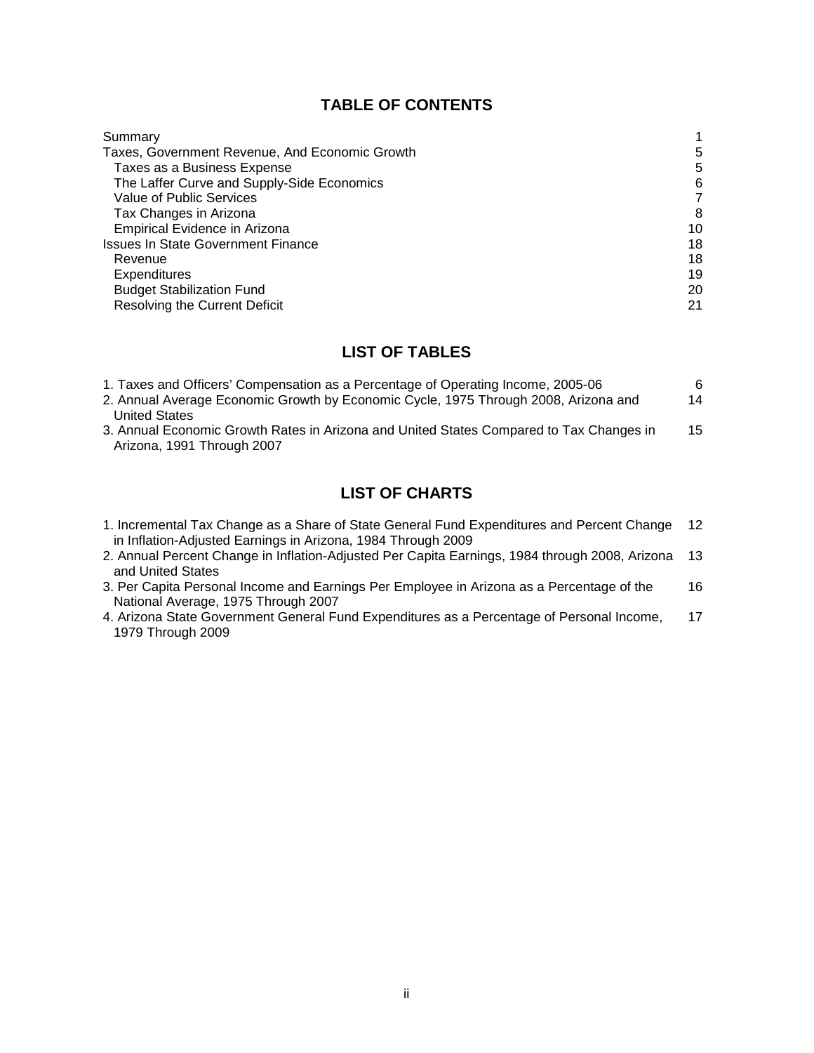## TABLE OF CONTENTS

| | |
|---|---|
| Summary | 1 |
| Taxes, Government Revenue, And Economic Growth | 5 |
| Taxes as a Business Expense | 5 |
| The Laffer Curve and Supply-Side Economics | 6 |
| Value of Public Services | 7 |
| Tax Changes in Arizona | 8 |
| Empirical Evidence in Arizona | 10 |
| Issues In State Government Finance | 18 |
| Revenue | 18 |
| Expenditures | 19 |
| Budget Stabilization Fund | 20 |
| Resolving the Current Deficit | 21 |

## LIST OF TABLES

| | |
|---|---|
| 1. Taxes and Officers' Compensation as a Percentage of Operating Income, 2005-06 | 6 |
| 2. Annual Average Economic Growth by Economic Cycle, 1975 Through 2008, Arizona and United States | 14 |
| 3. Annual Economic Growth Rates in Arizona and United States Compared to Tax Changes in Arizona, 1991 Through 2007 | 15 |

## LIST OF CHARTS

| | |
|---|---|
| 1. Incremental Tax Change as a Share of State General Fund Expenditures and Percent Change in Inflation-Adjusted Earnings in Arizona, 1984 Through 2009 | 12 |
| 2. Annual Percent Change in Inflation-Adjusted Per Capita Earnings, 1984 through 2008, Arizona and United States | 13 |
| 3. Per Capita Personal Income and Earnings Per Employee in Arizona as a Percentage of the National Average, 1975 Through 2007 | 16 |
| 4. Arizona State Government General Fund Expenditures as a Percentage of Personal Income, 1979 Through 2009 | 17 |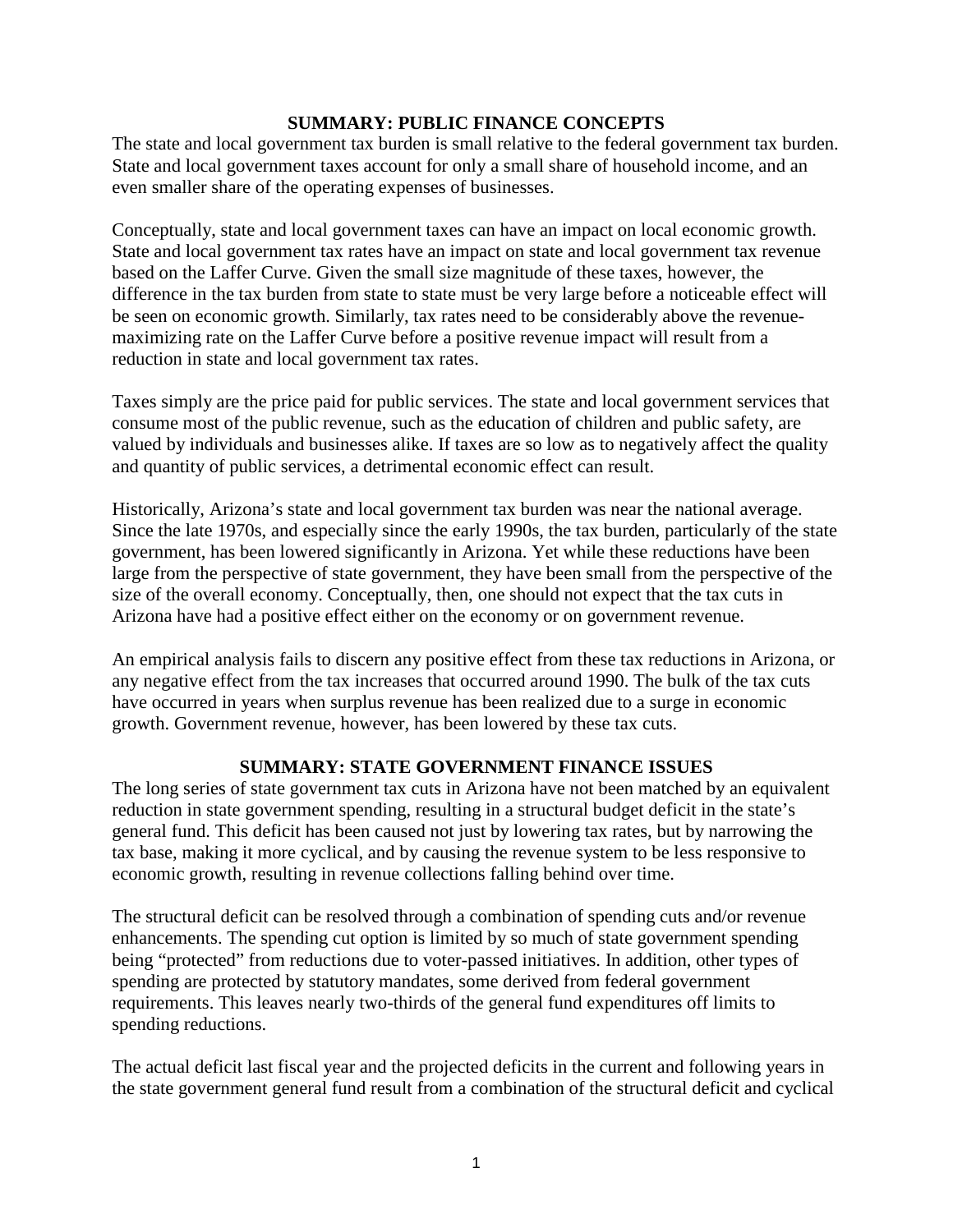## SUMMARY: PUBLIC FINANCE CONCEPTS

The state and local government tax burden is small relative to the federal government tax burden. State and local government taxes account for only a small share of household income, and an even smaller share of the operating expenses of businesses.

Conceptually, state and local government taxes can have an impact on local economic growth. State and local government tax rates have an impact on state and local government tax revenue based on the Laffer Curve. Given the small size magnitude of these taxes, however, the difference in the tax burden from state to state must be very large before a noticeable effect will be seen on economic growth. Similarly, tax rates need to be considerably above the revenue-maximizing rate on the Laffer Curve before a positive revenue impact will result from a reduction in state and local government tax rates.

Taxes simply are the price paid for public services. The state and local government services that consume most of the public revenue, such as the education of children and public safety, are valued by individuals and businesses alike. If taxes are so low as to negatively affect the quality and quantity of public services, a detrimental economic effect can result.

Historically, Arizona's state and local government tax burden was near the national average. Since the late 1970s, and especially since the early 1990s, the tax burden, particularly of the state government, has been lowered significantly in Arizona. Yet while these reductions have been large from the perspective of state government, they have been small from the perspective of the size of the overall economy. Conceptually, then, one should not expect that the tax cuts in Arizona have had a positive effect either on the economy or on government revenue.

An empirical analysis fails to discern any positive effect from these tax reductions in Arizona, or any negative effect from the tax increases that occurred around 1990. The bulk of the tax cuts have occurred in years when surplus revenue has been realized due to a surge in economic growth. Government revenue, however, has been lowered by these tax cuts.

## SUMMARY: STATE GOVERNMENT FINANCE ISSUES

The long series of state government tax cuts in Arizona have not been matched by an equivalent reduction in state government spending, resulting in a structural budget deficit in the state's general fund. This deficit has been caused not just by lowering tax rates, but by narrowing the tax base, making it more cyclical, and by causing the revenue system to be less responsive to economic growth, resulting in revenue collections falling behind over time.

The structural deficit can be resolved through a combination of spending cuts and/or revenue enhancements. The spending cut option is limited by so much of state government spending being "protected" from reductions due to voter-passed initiatives. In addition, other types of spending are protected by statutory mandates, some derived from federal government requirements. This leaves nearly two-thirds of the general fund expenditures off limits to spending reductions.

The actual deficit last fiscal year and the projected deficits in the current and following years in the state government general fund result from a combination of the structural deficit and cyclical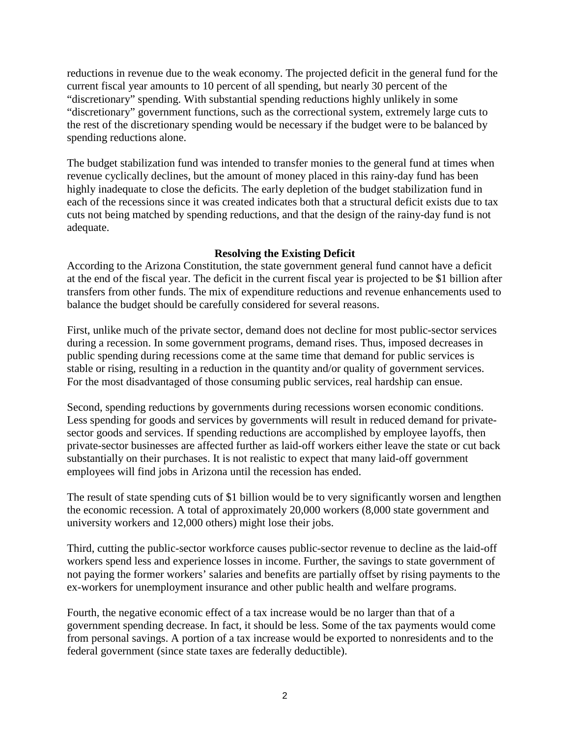reductions in revenue due to the weak economy. The projected deficit in the general fund for the current fiscal year amounts to 10 percent of all spending, but nearly 30 percent of the "discretionary" spending. With substantial spending reductions highly unlikely in some "discretionary" government functions, such as the correctional system, extremely large cuts to the rest of the discretionary spending would be necessary if the budget were to be balanced by spending reductions alone.

The budget stabilization fund was intended to transfer monies to the general fund at times when revenue cyclically declines, but the amount of money placed in this rainy-day fund has been highly inadequate to close the deficits. The early depletion of the budget stabilization fund in each of the recessions since it was created indicates both that a structural deficit exists due to tax cuts not being matched by spending reductions, and that the design of the rainy-day fund is not adequate.

## Resolving the Existing Deficit

According to the Arizona Constitution, the state government general fund cannot have a deficit at the end of the fiscal year. The deficit in the current fiscal year is projected to be $1 billion after transfers from other funds. The mix of expenditure reductions and revenue enhancements used to balance the budget should be carefully considered for several reasons.

First, unlike much of the private sector, demand does not decline for most public-sector services during a recession. In some government programs, demand rises. Thus, imposed decreases in public spending during recessions come at the same time that demand for public services is stable or rising, resulting in a reduction in the quantity and/or quality of government services. For the most disadvantaged of those consuming public services, real hardship can ensue.

Second, spending reductions by governments during recessions worsen economic conditions. Less spending for goods and services by governments will result in reduced demand for private-sector goods and services. If spending reductions are accomplished by employee layoffs, then private-sector businesses are affected further as laid-off workers either leave the state or cut back substantially on their purchases. It is not realistic to expect that many laid-off government employees will find jobs in Arizona until the recession has ended.

The result of state spending cuts of $1 billion would be to very significantly worsen and lengthen the economic recession. A total of approximately 20,000 workers (8,000 state government and university workers and 12,000 others) might lose their jobs.

Third, cutting the public-sector workforce causes public-sector revenue to decline as the laid-off workers spend less and experience losses in income. Further, the savings to state government of not paying the former workers' salaries and benefits are partially offset by rising payments to the ex-workers for unemployment insurance and other public health and welfare programs.

Fourth, the negative economic effect of a tax increase would be no larger than that of a government spending decrease. In fact, it should be less. Some of the tax payments would come from personal savings. A portion of a tax increase would be exported to nonresidents and to the federal government (since state taxes are federally deductible).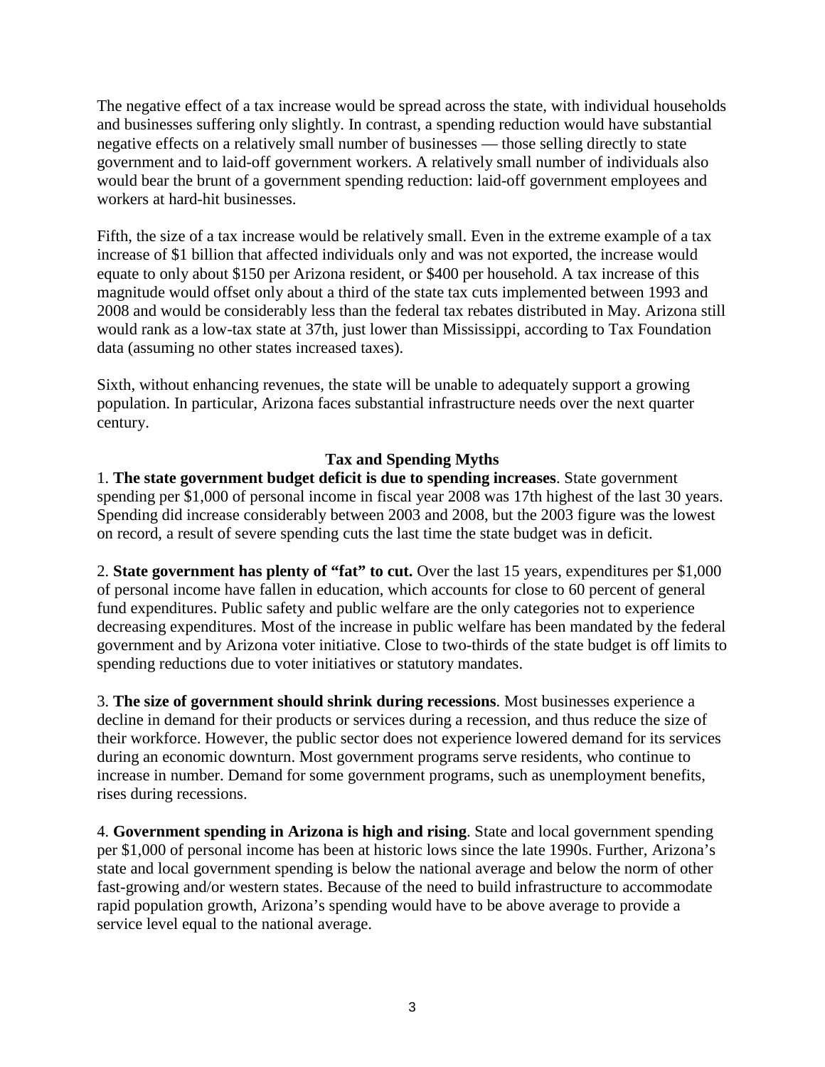The negative effect of a tax increase would be spread across the state, with individual households and businesses suffering only slightly. In contrast, a spending reduction would have substantial negative effects on a relatively small number of businesses — those selling directly to state government and to laid-off government workers. A relatively small number of individuals also would bear the brunt of a government spending reduction: laid-off government employees and workers at hard-hit businesses.

Fifth, the size of a tax increase would be relatively small. Even in the extreme example of a tax increase of $1 billion that affected individuals only and was not exported, the increase would equate to only about $150 per Arizona resident, or $400 per household. A tax increase of this magnitude would offset only about a third of the state tax cuts implemented between 1993 and 2008 and would be considerably less than the federal tax rebates distributed in May. Arizona still would rank as a low-tax state at 37th, just lower than Mississippi, according to Tax Foundation data (assuming no other states increased taxes).

Sixth, without enhancing revenues, the state will be unable to adequately support a growing population. In particular, Arizona faces substantial infrastructure needs over the next quarter century.

## Tax and Spending Myths

1. **The state government budget deficit is due to spending increases**. State government spending per $1,000 of personal income in fiscal year 2008 was 17th highest of the last 30 years. Spending did increase considerably between 2003 and 2008, but the 2003 figure was the lowest on record, a result of severe spending cuts the last time the state budget was in deficit.

2. **State government has plenty of "fat" to cut.** Over the last 15 years, expenditures per $1,000 of personal income have fallen in education, which accounts for close to 60 percent of general fund expenditures. Public safety and public welfare are the only categories not to experience decreasing expenditures. Most of the increase in public welfare has been mandated by the federal government and by Arizona voter initiative. Close to two-thirds of the state budget is off limits to spending reductions due to voter initiatives or statutory mandates.

3. **The size of government should shrink during recessions**. Most businesses experience a decline in demand for their products or services during a recession, and thus reduce the size of their workforce. However, the public sector does not experience lowered demand for its services during an economic downturn. Most government programs serve residents, who continue to increase in number. Demand for some government programs, such as unemployment benefits, rises during recessions.

4. **Government spending in Arizona is high and rising**. State and local government spending per $1,000 of personal income has been at historic lows since the late 1990s. Further, Arizona's state and local government spending is below the national average and below the norm of other fast-growing and/or western states. Because of the need to build infrastructure to accommodate rapid population growth, Arizona's spending would have to be above average to provide a service level equal to the national average.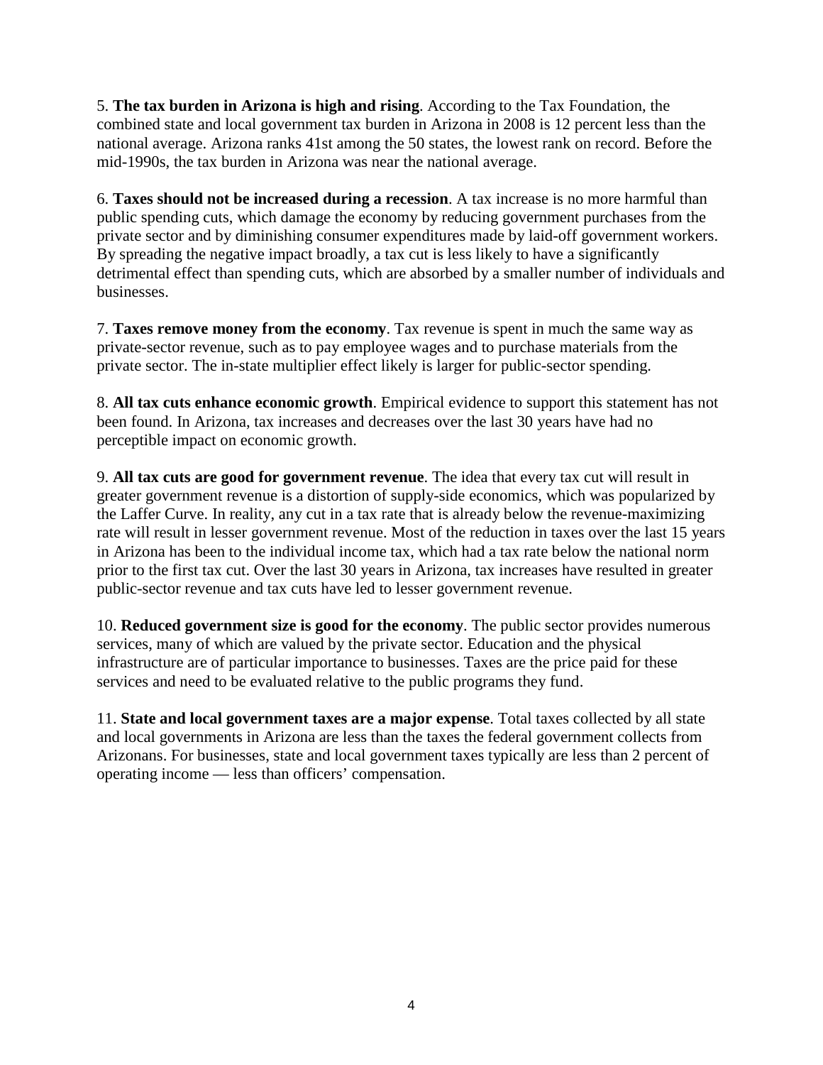5. **The tax burden in Arizona is high and rising**. According to the Tax Foundation, the combined state and local government tax burden in Arizona in 2008 is 12 percent less than the national average. Arizona ranks 41st among the 50 states, the lowest rank on record. Before the mid-1990s, the tax burden in Arizona was near the national average.

6. **Taxes should not be increased during a recession**. A tax increase is no more harmful than public spending cuts, which damage the economy by reducing government purchases from the private sector and by diminishing consumer expenditures made by laid-off government workers. By spreading the negative impact broadly, a tax cut is less likely to have a significantly detrimental effect than spending cuts, which are absorbed by a smaller number of individuals and businesses.

7. **Taxes remove money from the economy**. Tax revenue is spent in much the same way as private-sector revenue, such as to pay employee wages and to purchase materials from the private sector. The in-state multiplier effect likely is larger for public-sector spending.

8. **All tax cuts enhance economic growth**. Empirical evidence to support this statement has not been found. In Arizona, tax increases and decreases over the last 30 years have had no perceptible impact on economic growth.

9. **All tax cuts are good for government revenue**. The idea that every tax cut will result in greater government revenue is a distortion of supply-side economics, which was popularized by the Laffer Curve. In reality, any cut in a tax rate that is already below the revenue-maximizing rate will result in lesser government revenue. Most of the reduction in taxes over the last 15 years in Arizona has been to the individual income tax, which had a tax rate below the national norm prior to the first tax cut. Over the last 30 years in Arizona, tax increases have resulted in greater public-sector revenue and tax cuts have led to lesser government revenue.

10. **Reduced government size is good for the economy**. The public sector provides numerous services, many of which are valued by the private sector. Education and the physical infrastructure are of particular importance to businesses. Taxes are the price paid for these services and need to be evaluated relative to the public programs they fund.

11. **State and local government taxes are a major expense**. Total taxes collected by all state and local governments in Arizona are less than the taxes the federal government collects from Arizonans. For businesses, state and local government taxes typically are less than 2 percent of operating income — less than officers' compensation.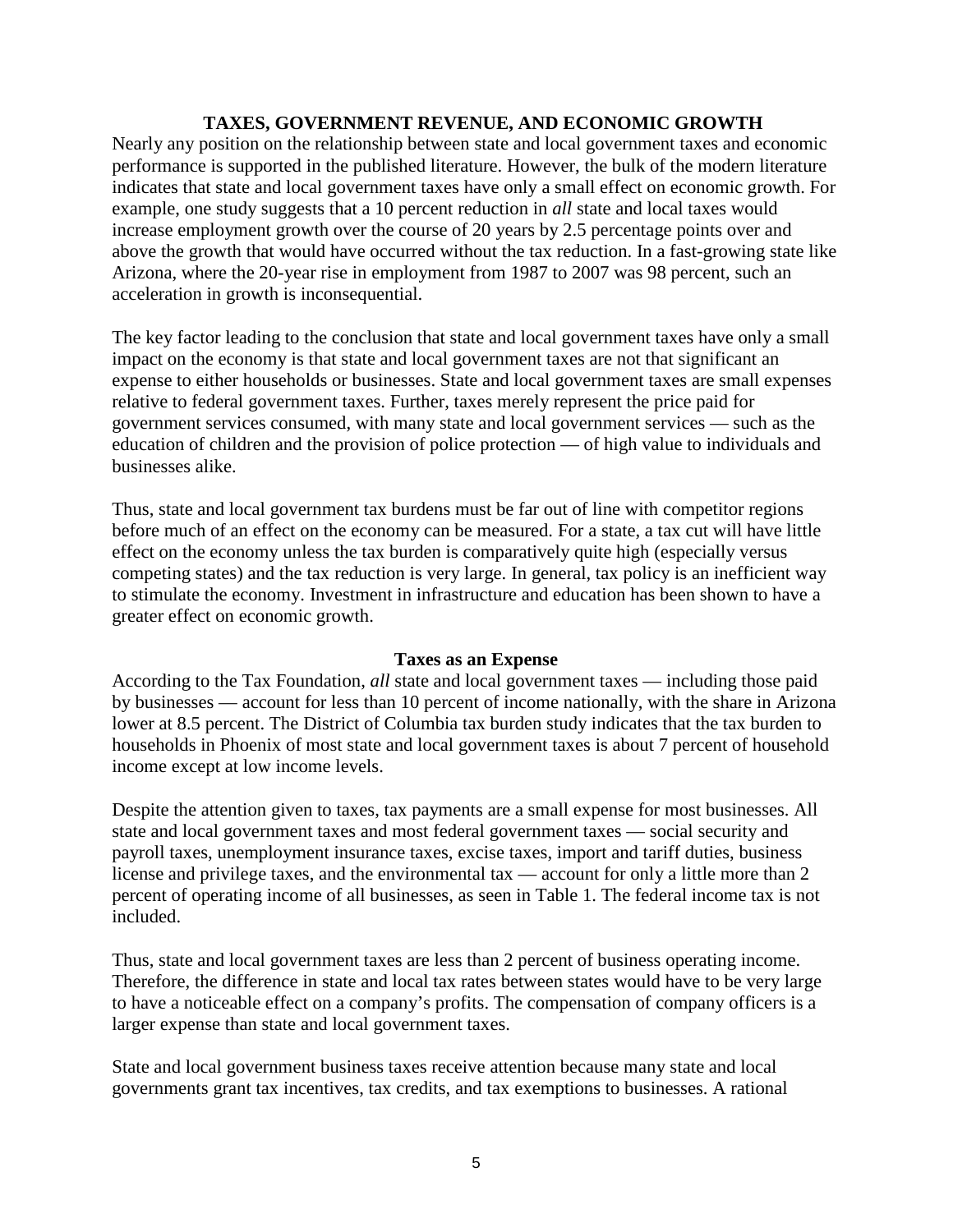## TAXES, GOVERNMENT REVENUE, AND ECONOMIC GROWTH

Nearly any position on the relationship between state and local government taxes and economic performance is supported in the published literature. However, the bulk of the modern literature indicates that state and local government taxes have only a small effect on economic growth. For example, one study suggests that a 10 percent reduction in *all* state and local taxes would increase employment growth over the course of 20 years by 2.5 percentage points over and above the growth that would have occurred without the tax reduction. In a fast-growing state like Arizona, where the 20-year rise in employment from 1987 to 2007 was 98 percent, such an acceleration in growth is inconsequential.

The key factor leading to the conclusion that state and local government taxes have only a small impact on the economy is that state and local government taxes are not that significant an expense to either households or businesses. State and local government taxes are small expenses relative to federal government taxes. Further, taxes merely represent the price paid for government services consumed, with many state and local government services — such as the education of children and the provision of police protection — of high value to individuals and businesses alike.

Thus, state and local government tax burdens must be far out of line with competitor regions before much of an effect on the economy can be measured. For a state, a tax cut will have little effect on the economy unless the tax burden is comparatively quite high (especially versus competing states) and the tax reduction is very large. In general, tax policy is an inefficient way to stimulate the economy. Investment in infrastructure and education has been shown to have a greater effect on economic growth.

### Taxes as an Expense

According to the Tax Foundation, *all* state and local government taxes — including those paid by businesses — account for less than 10 percent of income nationally, with the share in Arizona lower at 8.5 percent. The District of Columbia tax burden study indicates that the tax burden to households in Phoenix of most state and local government taxes is about 7 percent of household income except at low income levels.

Despite the attention given to taxes, tax payments are a small expense for most businesses. All state and local government taxes and most federal government taxes — social security and payroll taxes, unemployment insurance taxes, excise taxes, import and tariff duties, business license and privilege taxes, and the environmental tax — account for only a little more than 2 percent of operating income of all businesses, as seen in Table 1. The federal income tax is not included.

Thus, state and local government taxes are less than 2 percent of business operating income. Therefore, the difference in state and local tax rates between states would have to be very large to have a noticeable effect on a company's profits. The compensation of company officers is a larger expense than state and local government taxes.

State and local government business taxes receive attention because many state and local governments grant tax incentives, tax credits, and tax exemptions to businesses. A rational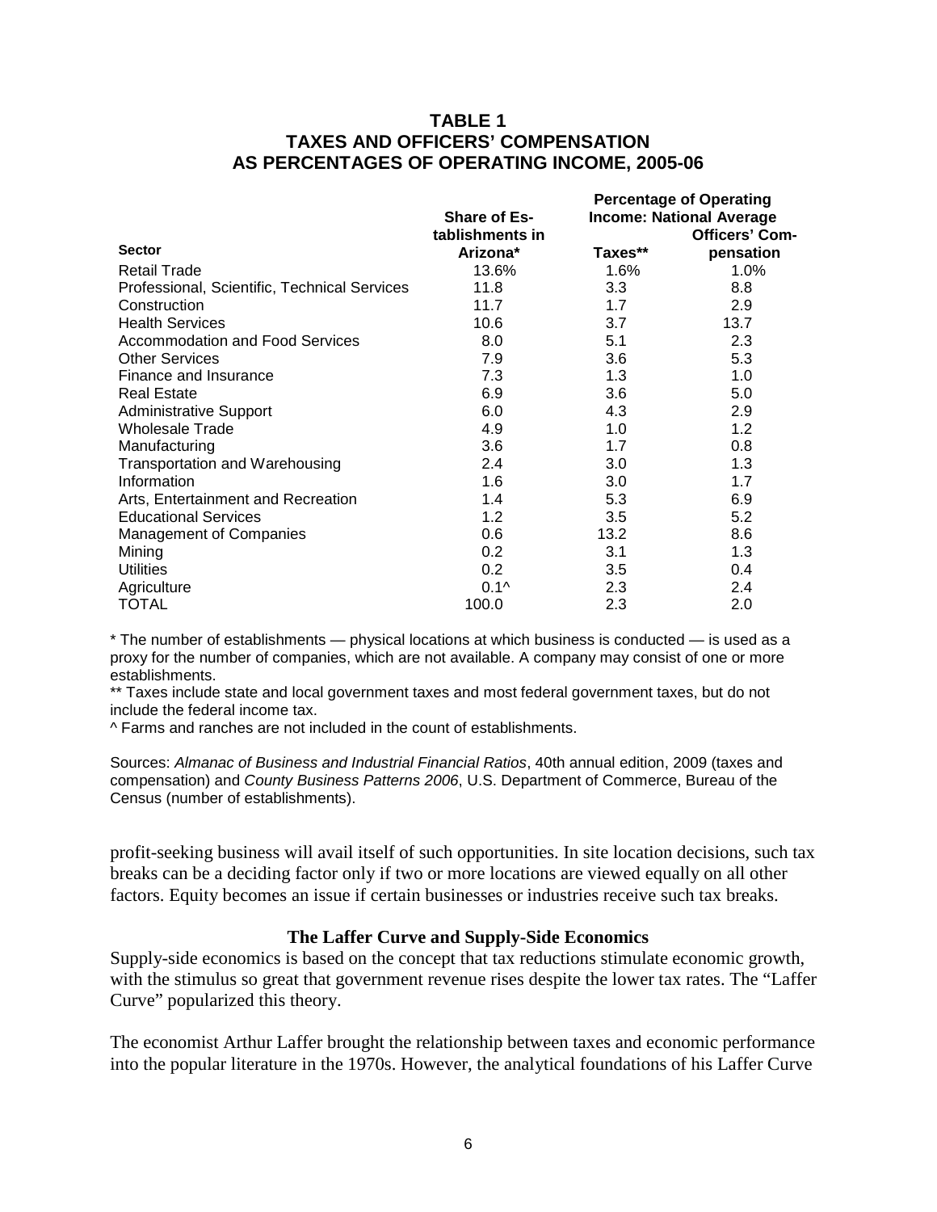**TABLE 1**
**TAXES AND OFFICERS' COMPENSATION AS PERCENTAGES OF OPERATING INCOME, 2005-06**

| Sector | Share of Establishments in Arizona* | Percentage of Operating Income: National Average | |
|---|---|---|---|
| | | Taxes** | Officers' Compensation |
| Retail Trade | 13.6% | 1.6% | 1.0% |
| Professional, Scientific, Technical Services | 11.8 | 3.3 | 8.8 |
| Construction | 11.7 | 1.7 | 2.9 |
| Health Services | 10.6 | 3.7 | 13.7 |
| Accommodation and Food Services | 8.0 | 5.1 | 2.3 |
| Other Services | 7.9 | 3.6 | 5.3 |
| Finance and Insurance | 7.3 | 1.3 | 1.0 |
| Real Estate | 6.9 | 3.6 | 5.0 |
| Administrative Support | 6.0 | 4.3 | 2.9 |
| Wholesale Trade | 4.9 | 1.0 | 1.2 |
| Manufacturing | 3.6 | 1.7 | 0.8 |
| Transportation and Warehousing | 2.4 | 3.0 | 1.3 |
| Information | 1.6 | 3.0 | 1.7 |
| Arts, Entertainment and Recreation | 1.4 | 5.3 | 6.9 |
| Educational Services | 1.2 | 3.5 | 5.2 |
| Management of Companies | 0.6 | 13.2 | 8.6 |
| Mining | 0.2 | 3.1 | 1.3 |
| Utilities | 0.2 | 3.5 | 0.4 |
| Agriculture | 0.1^ | 2.3 | 2.4 |
| TOTAL | 100.0 | 2.3 | 2.0 |

* The number of establishments — physical locations at which business is conducted — is used as a proxy for the number of companies, which are not available. A company may consist of one or more establishments.

** Taxes include state and local government taxes and most federal government taxes, but do not include the federal income tax.

^ Farms and ranches are not included in the count of establishments.

Sources: *Almanac of Business and Industrial Financial Ratios*, 40th annual edition, 2009 (taxes and compensation) and *County Business Patterns 2006*, U.S. Department of Commerce, Bureau of the Census (number of establishments).

profit-seeking business will avail itself of such opportunities. In site location decisions, such tax breaks can be a deciding factor only if two or more locations are viewed equally on all other factors. Equity becomes an issue if certain businesses or industries receive such tax breaks.

### The Laffer Curve and Supply-Side Economics

Supply-side economics is based on the concept that tax reductions stimulate economic growth, with the stimulus so great that government revenue rises despite the lower tax rates. The "Laffer Curve" popularized this theory.

The economist Arthur Laffer brought the relationship between taxes and economic performance into the popular literature in the 1970s. However, the analytical foundations of his Laffer Curve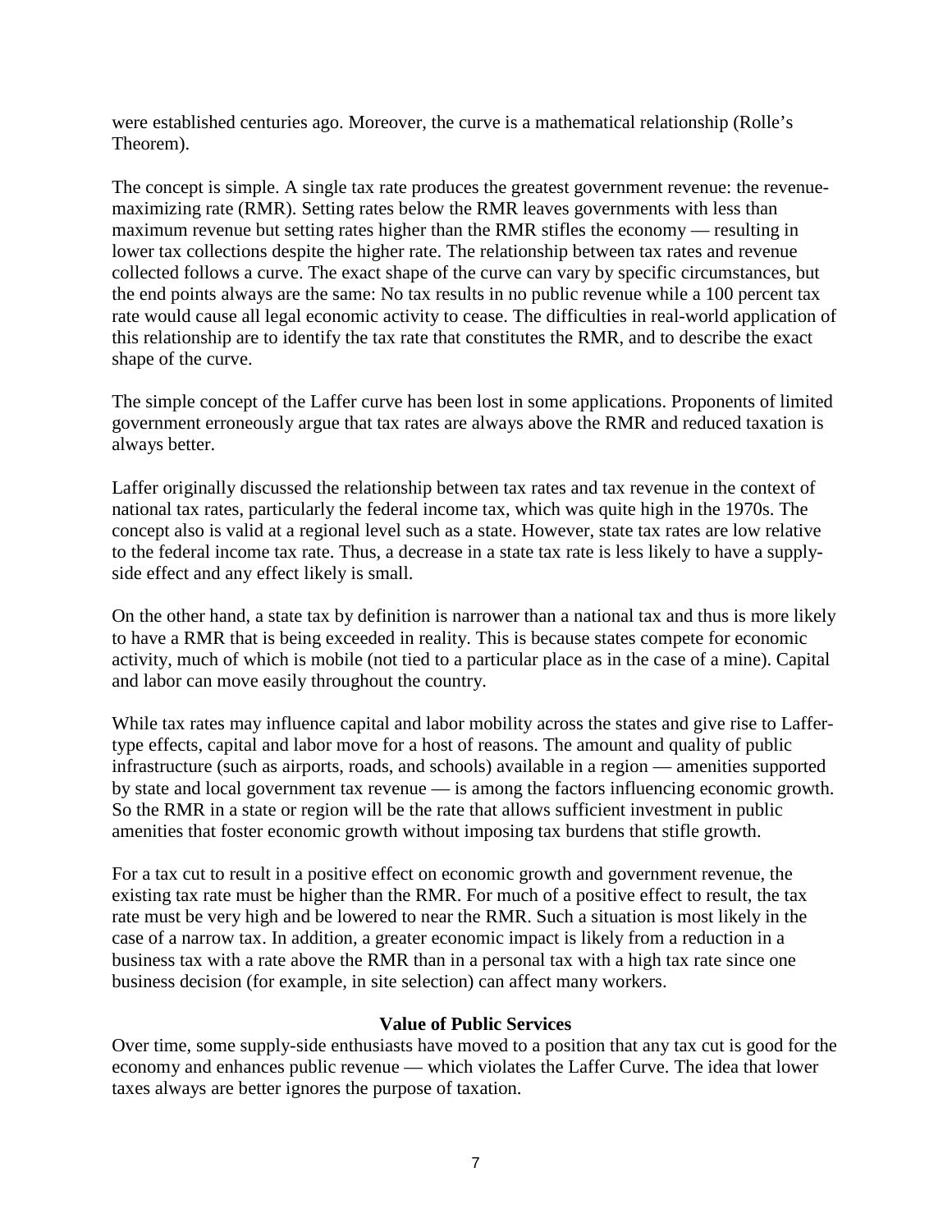were established centuries ago. Moreover, the curve is a mathematical relationship (Rolle's Theorem).

The concept is simple. A single tax rate produces the greatest government revenue: the revenue-maximizing rate (RMR). Setting rates below the RMR leaves governments with less than maximum revenue but setting rates higher than the RMR stifles the economy — resulting in lower tax collections despite the higher rate. The relationship between tax rates and revenue collected follows a curve. The exact shape of the curve can vary by specific circumstances, but the end points always are the same: No tax results in no public revenue while a 100 percent tax rate would cause all legal economic activity to cease. The difficulties in real-world application of this relationship are to identify the tax rate that constitutes the RMR, and to describe the exact shape of the curve.

The simple concept of the Laffer curve has been lost in some applications. Proponents of limited government erroneously argue that tax rates are always above the RMR and reduced taxation is always better.

Laffer originally discussed the relationship between tax rates and tax revenue in the context of national tax rates, particularly the federal income tax, which was quite high in the 1970s. The concept also is valid at a regional level such as a state. However, state tax rates are low relative to the federal income tax rate. Thus, a decrease in a state tax rate is less likely to have a supply-side effect and any effect likely is small.

On the other hand, a state tax by definition is narrower than a national tax and thus is more likely to have a RMR that is being exceeded in reality. This is because states compete for economic activity, much of which is mobile (not tied to a particular place as in the case of a mine). Capital and labor can move easily throughout the country.

While tax rates may influence capital and labor mobility across the states and give rise to Laffer-type effects, capital and labor move for a host of reasons. The amount and quality of public infrastructure (such as airports, roads, and schools) available in a region — amenities supported by state and local government tax revenue — is among the factors influencing economic growth. So the RMR in a state or region will be the rate that allows sufficient investment in public amenities that foster economic growth without imposing tax burdens that stifle growth.

For a tax cut to result in a positive effect on economic growth and government revenue, the existing tax rate must be higher than the RMR. For much of a positive effect to result, the tax rate must be very high and be lowered to near the RMR. Such a situation is most likely in the case of a narrow tax. In addition, a greater economic impact is likely from a reduction in a business tax with a rate above the RMR than in a personal tax with a high tax rate since one business decision (for example, in site selection) can affect many workers.

## Value of Public Services

Over time, some supply-side enthusiasts have moved to a position that any tax cut is good for the economy and enhances public revenue — which violates the Laffer Curve. The idea that lower taxes always are better ignores the purpose of taxation.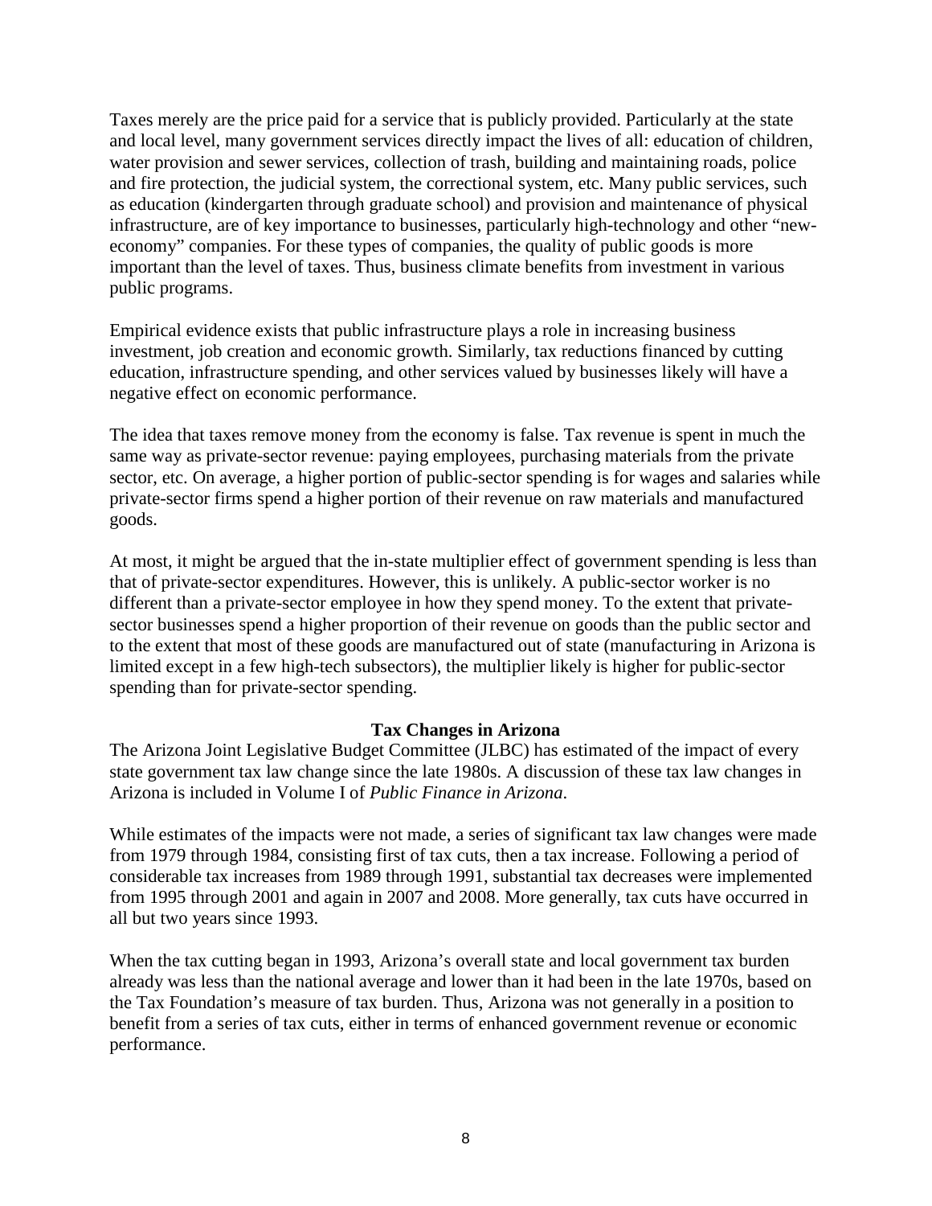Taxes merely are the price paid for a service that is publicly provided. Particularly at the state and local level, many government services directly impact the lives of all: education of children, water provision and sewer services, collection of trash, building and maintaining roads, police and fire protection, the judicial system, the correctional system, etc. Many public services, such as education (kindergarten through graduate school) and provision and maintenance of physical infrastructure, are of key importance to businesses, particularly high-technology and other "new-economy" companies. For these types of companies, the quality of public goods is more important than the level of taxes. Thus, business climate benefits from investment in various public programs.

Empirical evidence exists that public infrastructure plays a role in increasing business investment, job creation and economic growth. Similarly, tax reductions financed by cutting education, infrastructure spending, and other services valued by businesses likely will have a negative effect on economic performance.

The idea that taxes remove money from the economy is false. Tax revenue is spent in much the same way as private-sector revenue: paying employees, purchasing materials from the private sector, etc. On average, a higher portion of public-sector spending is for wages and salaries while private-sector firms spend a higher portion of their revenue on raw materials and manufactured goods.

At most, it might be argued that the in-state multiplier effect of government spending is less than that of private-sector expenditures. However, this is unlikely. A public-sector worker is no different than a private-sector employee in how they spend money. To the extent that private-sector businesses spend a higher proportion of their revenue on goods than the public sector and to the extent that most of these goods are manufactured out of state (manufacturing in Arizona is limited except in a few high-tech subsectors), the multiplier likely is higher for public-sector spending than for private-sector spending.

## Tax Changes in Arizona

The Arizona Joint Legislative Budget Committee (JLBC) has estimated of the impact of every state government tax law change since the late 1980s. A discussion of these tax law changes in Arizona is included in Volume I of *Public Finance in Arizona*.

While estimates of the impacts were not made, a series of significant tax law changes were made from 1979 through 1984, consisting first of tax cuts, then a tax increase. Following a period of considerable tax increases from 1989 through 1991, substantial tax decreases were implemented from 1995 through 2001 and again in 2007 and 2008. More generally, tax cuts have occurred in all but two years since 1993.

When the tax cutting began in 1993, Arizona's overall state and local government tax burden already was less than the national average and lower than it had been in the late 1970s, based on the Tax Foundation's measure of tax burden. Thus, Arizona was not generally in a position to benefit from a series of tax cuts, either in terms of enhanced government revenue or economic performance.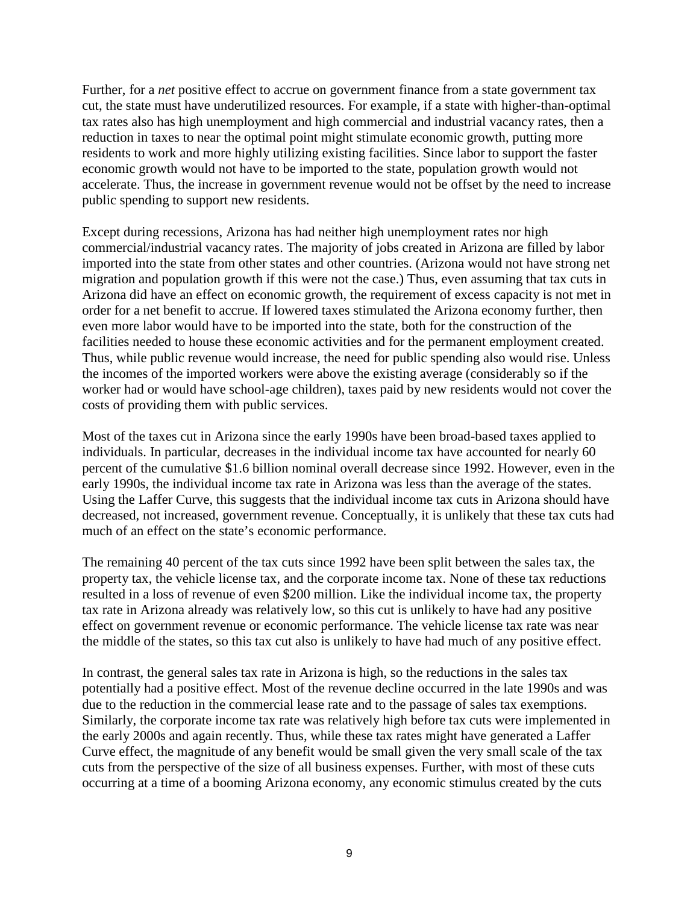Further, for a *net* positive effect to accrue on government finance from a state government tax cut, the state must have underutilized resources. For example, if a state with higher-than-optimal tax rates also has high unemployment and high commercial and industrial vacancy rates, then a reduction in taxes to near the optimal point might stimulate economic growth, putting more residents to work and more highly utilizing existing facilities. Since labor to support the faster economic growth would not have to be imported to the state, population growth would not accelerate. Thus, the increase in government revenue would not be offset by the need to increase public spending to support new residents.

Except during recessions, Arizona has had neither high unemployment rates nor high commercial/industrial vacancy rates. The majority of jobs created in Arizona are filled by labor imported into the state from other states and other countries. (Arizona would not have strong net migration and population growth if this were not the case.) Thus, even assuming that tax cuts in Arizona did have an effect on economic growth, the requirement of excess capacity is not met in order for a net benefit to accrue. If lowered taxes stimulated the Arizona economy further, then even more labor would have to be imported into the state, both for the construction of the facilities needed to house these economic activities and for the permanent employment created. Thus, while public revenue would increase, the need for public spending also would rise. Unless the incomes of the imported workers were above the existing average (considerably so if the worker had or would have school-age children), taxes paid by new residents would not cover the costs of providing them with public services.

Most of the taxes cut in Arizona since the early 1990s have been broad-based taxes applied to individuals. In particular, decreases in the individual income tax have accounted for nearly 60 percent of the cumulative $1.6 billion nominal overall decrease since 1992. However, even in the early 1990s, the individual income tax rate in Arizona was less than the average of the states. Using the Laffer Curve, this suggests that the individual income tax cuts in Arizona should have decreased, not increased, government revenue. Conceptually, it is unlikely that these tax cuts had much of an effect on the state's economic performance.

The remaining 40 percent of the tax cuts since 1992 have been split between the sales tax, the property tax, the vehicle license tax, and the corporate income tax. None of these tax reductions resulted in a loss of revenue of even $200 million. Like the individual income tax, the property tax rate in Arizona already was relatively low, so this cut is unlikely to have had any positive effect on government revenue or economic performance. The vehicle license tax rate was near the middle of the states, so this tax cut also is unlikely to have had much of any positive effect.

In contrast, the general sales tax rate in Arizona is high, so the reductions in the sales tax potentially had a positive effect. Most of the revenue decline occurred in the late 1990s and was due to the reduction in the commercial lease rate and to the passage of sales tax exemptions. Similarly, the corporate income tax rate was relatively high before tax cuts were implemented in the early 2000s and again recently. Thus, while these tax rates might have generated a Laffer Curve effect, the magnitude of any benefit would be small given the very small scale of the tax cuts from the perspective of the size of all business expenses. Further, with most of these cuts occurring at a time of a booming Arizona economy, any economic stimulus created by the cuts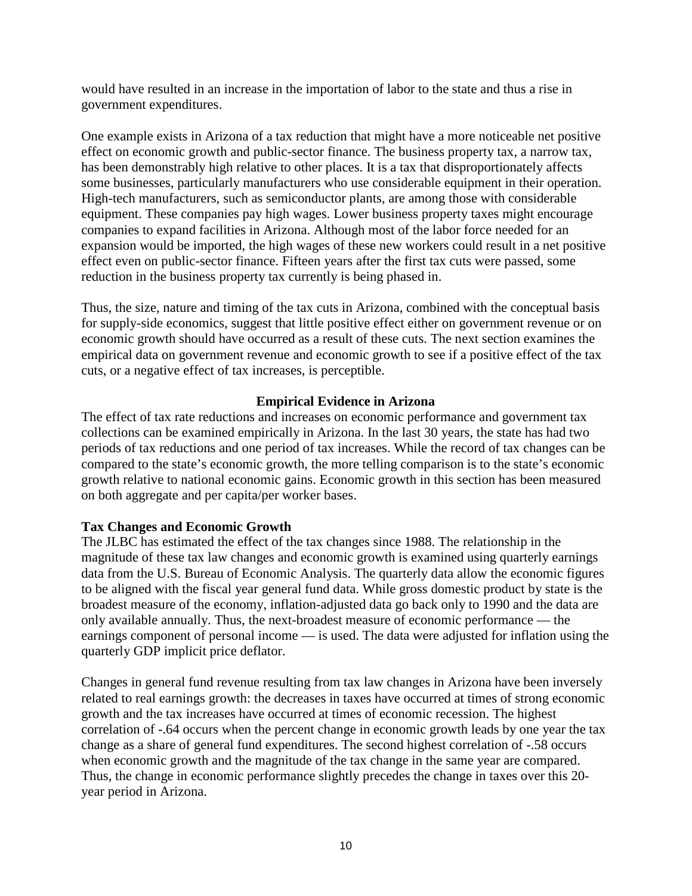would have resulted in an increase in the importation of labor to the state and thus a rise in government expenditures.

One example exists in Arizona of a tax reduction that might have a more noticeable net positive effect on economic growth and public-sector finance. The business property tax, a narrow tax, has been demonstrably high relative to other places. It is a tax that disproportionately affects some businesses, particularly manufacturers who use considerable equipment in their operation. High-tech manufacturers, such as semiconductor plants, are among those with considerable equipment. These companies pay high wages. Lower business property taxes might encourage companies to expand facilities in Arizona. Although most of the labor force needed for an expansion would be imported, the high wages of these new workers could result in a net positive effect even on public-sector finance. Fifteen years after the first tax cuts were passed, some reduction in the business property tax currently is being phased in.

Thus, the size, nature and timing of the tax cuts in Arizona, combined with the conceptual basis for supply-side economics, suggest that little positive effect either on government revenue or on economic growth should have occurred as a result of these cuts. The next section examines the empirical data on government revenue and economic growth to see if a positive effect of the tax cuts, or a negative effect of tax increases, is perceptible.

## Empirical Evidence in Arizona

The effect of tax rate reductions and increases on economic performance and government tax collections can be examined empirically in Arizona. In the last 30 years, the state has had two periods of tax reductions and one period of tax increases. While the record of tax changes can be compared to the state's economic growth, the more telling comparison is to the state's economic growth relative to national economic gains. Economic growth in this section has been measured on both aggregate and per capita/per worker bases.

### Tax Changes and Economic Growth

The JLBC has estimated the effect of the tax changes since 1988. The relationship in the magnitude of these tax law changes and economic growth is examined using quarterly earnings data from the U.S. Bureau of Economic Analysis. The quarterly data allow the economic figures to be aligned with the fiscal year general fund data. While gross domestic product by state is the broadest measure of the economy, inflation-adjusted data go back only to 1990 and the data are only available annually. Thus, the next-broadest measure of economic performance — the earnings component of personal income — is used. The data were adjusted for inflation using the quarterly GDP implicit price deflator.

Changes in general fund revenue resulting from tax law changes in Arizona have been inversely related to real earnings growth: the decreases in taxes have occurred at times of strong economic growth and the tax increases have occurred at times of economic recession. The highest correlation of -.64 occurs when the percent change in economic growth leads by one year the tax change as a share of general fund expenditures. The second highest correlation of -.58 occurs when economic growth and the magnitude of the tax change in the same year are compared. Thus, the change in economic performance slightly precedes the change in taxes over this 20-year period in Arizona.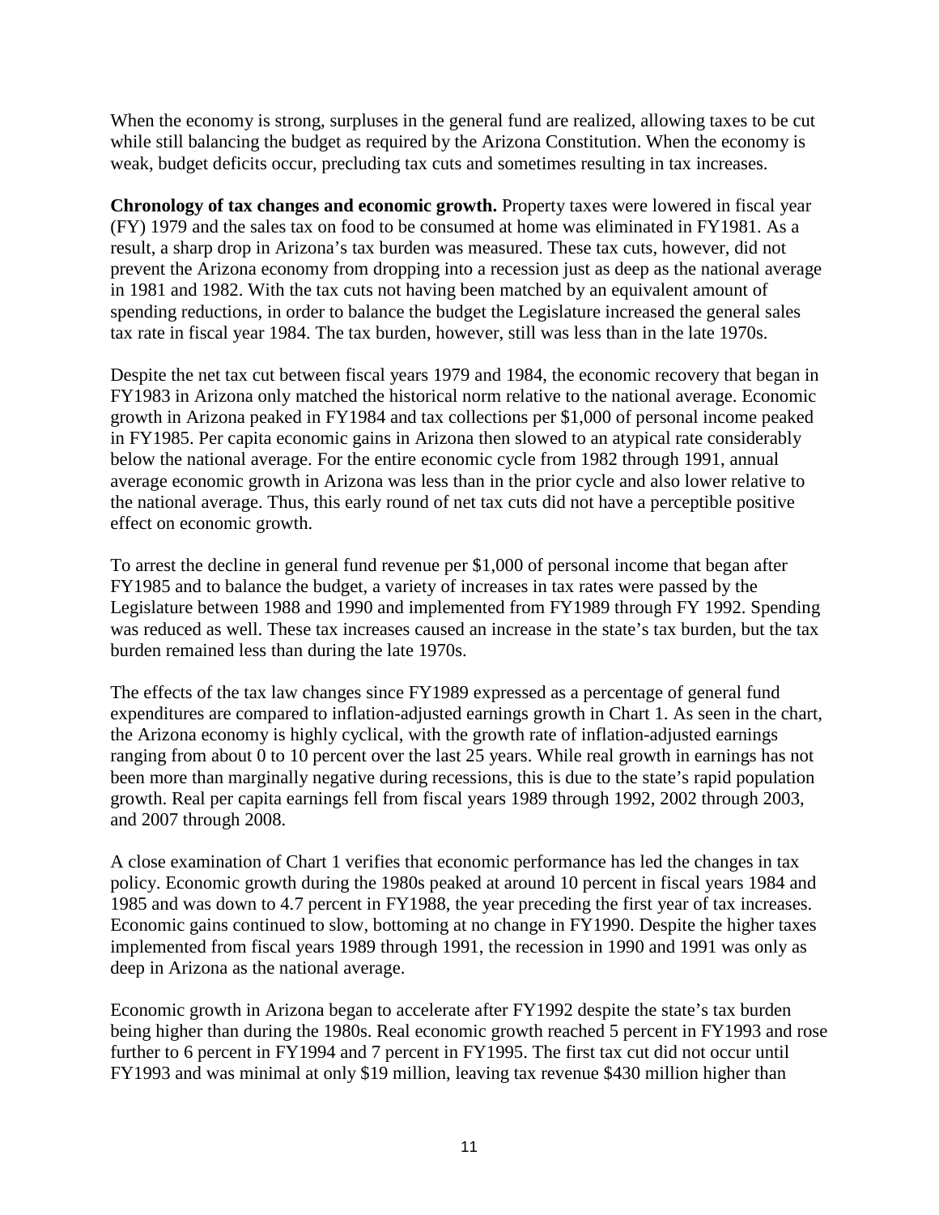When the economy is strong, surpluses in the general fund are realized, allowing taxes to be cut while still balancing the budget as required by the Arizona Constitution. When the economy is weak, budget deficits occur, precluding tax cuts and sometimes resulting in tax increases.

**Chronology of tax changes and economic growth.** Property taxes were lowered in fiscal year (FY) 1979 and the sales tax on food to be consumed at home was eliminated in FY1981. As a result, a sharp drop in Arizona's tax burden was measured. These tax cuts, however, did not prevent the Arizona economy from dropping into a recession just as deep as the national average in 1981 and 1982. With the tax cuts not having been matched by an equivalent amount of spending reductions, in order to balance the budget the Legislature increased the general sales tax rate in fiscal year 1984. The tax burden, however, still was less than in the late 1970s.

Despite the net tax cut between fiscal years 1979 and 1984, the economic recovery that began in FY1983 in Arizona only matched the historical norm relative to the national average. Economic growth in Arizona peaked in FY1984 and tax collections per $1,000 of personal income peaked in FY1985. Per capita economic gains in Arizona then slowed to an atypical rate considerably below the national average. For the entire economic cycle from 1982 through 1991, annual average economic growth in Arizona was less than in the prior cycle and also lower relative to the national average. Thus, this early round of net tax cuts did not have a perceptible positive effect on economic growth.

To arrest the decline in general fund revenue per $1,000 of personal income that began after FY1985 and to balance the budget, a variety of increases in tax rates were passed by the Legislature between 1988 and 1990 and implemented from FY1989 through FY 1992. Spending was reduced as well. These tax increases caused an increase in the state's tax burden, but the tax burden remained less than during the late 1970s.

The effects of the tax law changes since FY1989 expressed as a percentage of general fund expenditures are compared to inflation-adjusted earnings growth in Chart 1. As seen in the chart, the Arizona economy is highly cyclical, with the growth rate of inflation-adjusted earnings ranging from about 0 to 10 percent over the last 25 years. While real growth in earnings has not been more than marginally negative during recessions, this is due to the state's rapid population growth. Real per capita earnings fell from fiscal years 1989 through 1992, 2002 through 2003, and 2007 through 2008.

A close examination of Chart 1 verifies that economic performance has led the changes in tax policy. Economic growth during the 1980s peaked at around 10 percent in fiscal years 1984 and 1985 and was down to 4.7 percent in FY1988, the year preceding the first year of tax increases. Economic gains continued to slow, bottoming at no change in FY1990. Despite the higher taxes implemented from fiscal years 1989 through 1991, the recession in 1990 and 1991 was only as deep in Arizona as the national average.

Economic growth in Arizona began to accelerate after FY1992 despite the state's tax burden being higher than during the 1980s. Real economic growth reached 5 percent in FY1993 and rose further to 6 percent in FY1994 and 7 percent in FY1995. The first tax cut did not occur until FY1993 and was minimal at only $19 million, leaving tax revenue $430 million higher than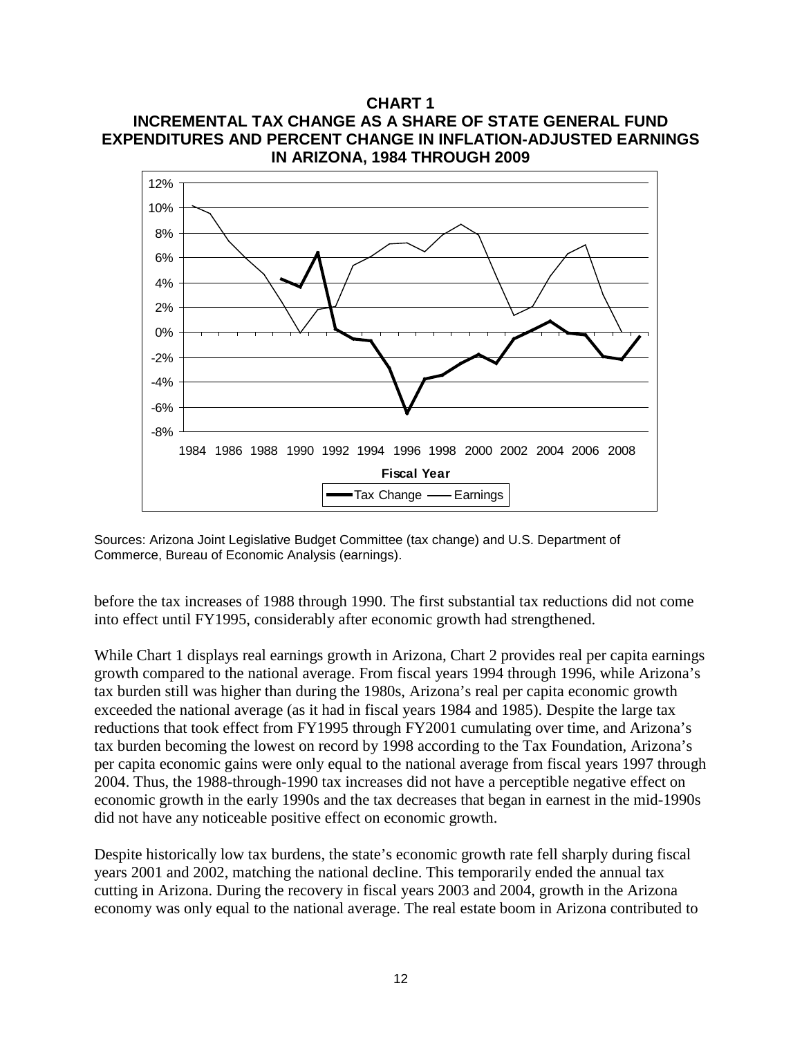**CHART 1**
**INCREMENTAL TAX CHANGE AS A SHARE OF STATE GENERAL FUND EXPENDITURES AND PERCENT CHANGE IN INFLATION-ADJUSTED EARNINGS IN ARIZONA, 1984 THROUGH 2009**

Sources: Arizona Joint Legislative Budget Committee (tax change) and U.S. Department of Commerce, Bureau of Economic Analysis (earnings).

before the tax increases of 1988 through 1990. The first substantial tax reductions did not come into effect until FY1995, considerably after economic growth had strengthened.

While Chart 1 displays real earnings growth in Arizona, Chart 2 provides real per capita earnings growth compared to the national average. From fiscal years 1994 through 1996, while Arizona's tax burden still was higher than during the 1980s, Arizona's real per capita economic growth exceeded the national average (as it had in fiscal years 1984 and 1985). Despite the large tax reductions that took effect from FY1995 through FY2001 cumulating over time, and Arizona's tax burden becoming the lowest on record by 1998 according to the Tax Foundation, Arizona's per capita economic gains were only equal to the national average from fiscal years 1997 through 2004. Thus, the 1988-through-1990 tax increases did not have a perceptible negative effect on economic growth in the early 1990s and the tax decreases that began in earnest in the mid-1990s did not have any noticeable positive effect on economic growth.

Despite historically low tax burdens, the state's economic growth rate fell sharply during fiscal years 2001 and 2002, matching the national decline. This temporarily ended the annual tax cutting in Arizona. During the recovery in fiscal years 2003 and 2004, growth in the Arizona economy was only equal to the national average. The real estate boom in Arizona contributed to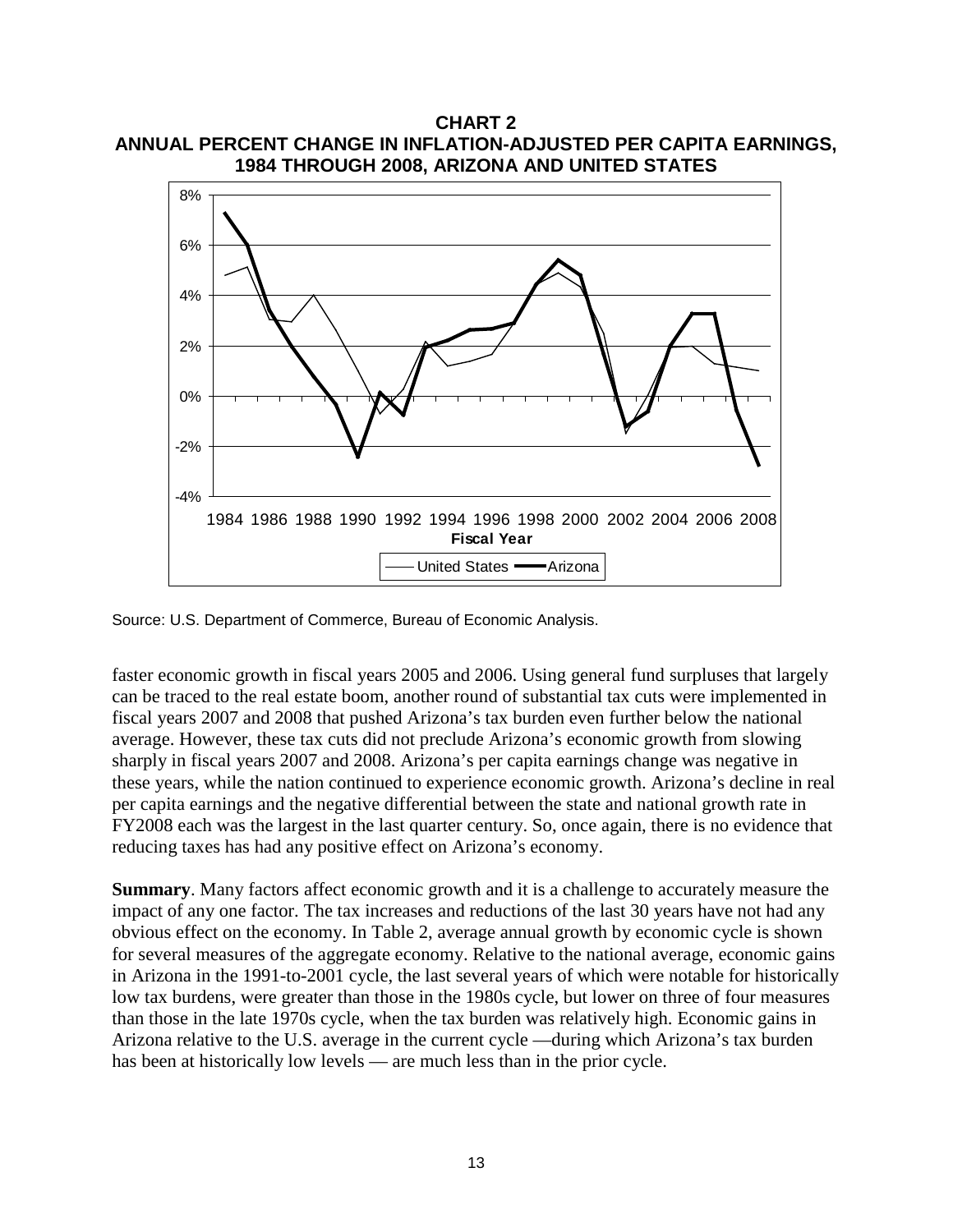**CHART 2**
**ANNUAL PERCENT CHANGE IN INFLATION-ADJUSTED PER CAPITA EARNINGS, 1984 THROUGH 2008, ARIZONA AND UNITED STATES**

Source: U.S. Department of Commerce, Bureau of Economic Analysis.

faster economic growth in fiscal years 2005 and 2006. Using general fund surpluses that largely can be traced to the real estate boom, another round of substantial tax cuts were implemented in fiscal years 2007 and 2008 that pushed Arizona's tax burden even further below the national average. However, these tax cuts did not preclude Arizona's economic growth from slowing sharply in fiscal years 2007 and 2008. Arizona's per capita earnings change was negative in these years, while the nation continued to experience economic growth. Arizona's decline in real per capita earnings and the negative differential between the state and national growth rate in FY2008 each was the largest in the last quarter century. So, once again, there is no evidence that reducing taxes has had any positive effect on Arizona's economy.

**Summary**. Many factors affect economic growth and it is a challenge to accurately measure the impact of any one factor. The tax increases and reductions of the last 30 years have not had any obvious effect on the economy. In Table 2, average annual growth by economic cycle is shown for several measures of the aggregate economy. Relative to the national average, economic gains in Arizona in the 1991-to-2001 cycle, the last several years of which were notable for historically low tax burdens, were greater than those in the 1980s cycle, but lower on three of four measures than those in the late 1970s cycle, when the tax burden was relatively high. Economic gains in Arizona relative to the U.S. average in the current cycle —during which Arizona's tax burden has been at historically low levels — are much less than in the prior cycle.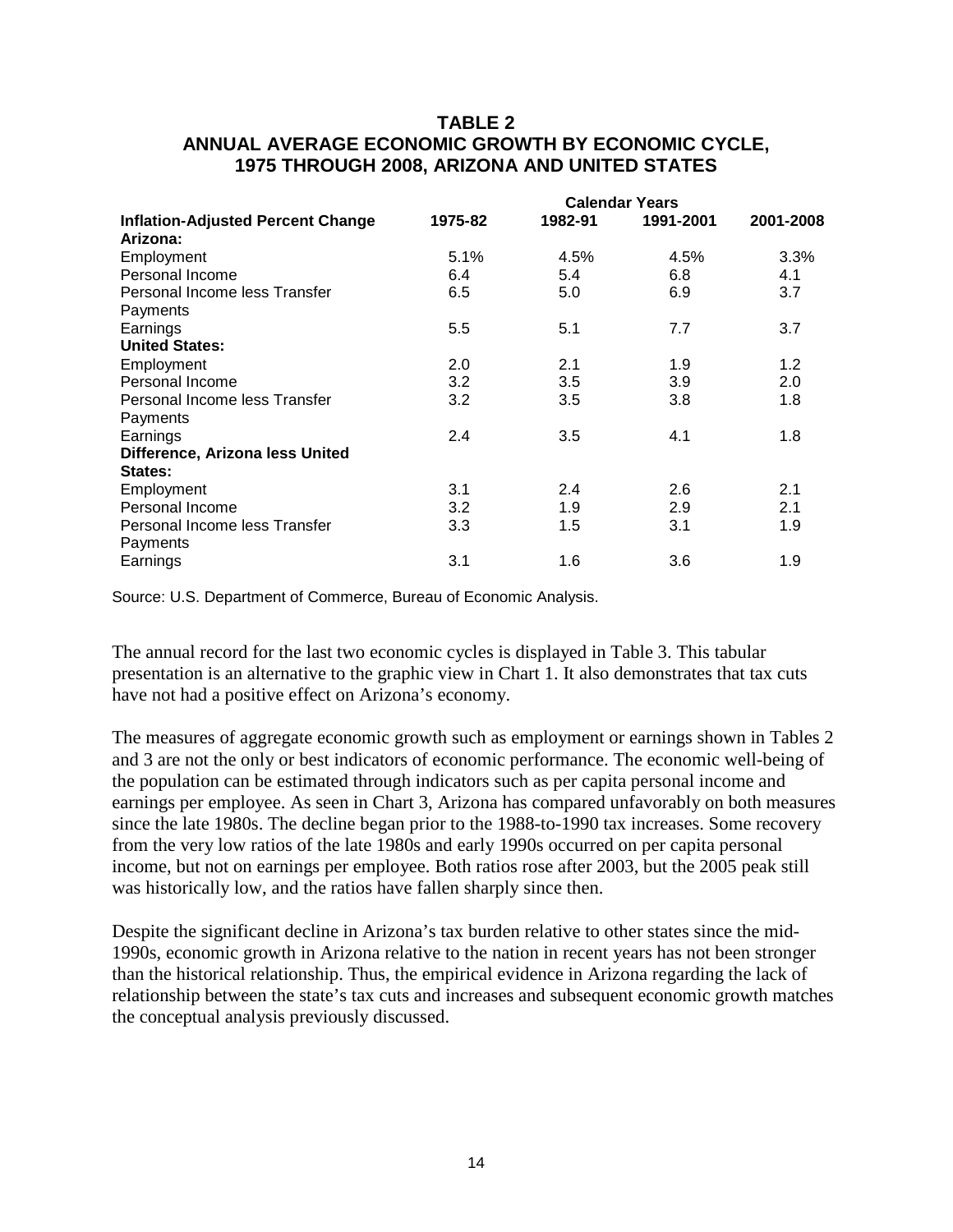## TABLE 2
## ANNUAL AVERAGE ECONOMIC GROWTH BY ECONOMIC CYCLE, 1975 THROUGH 2008, ARIZONA AND UNITED STATES

| | Calendar Years | | | |
|---|---|---|---|---|
| **Inflation-Adjusted Percent Change** | **1975-82** | **1982-91** | **1991-2001** | **2001-2008** |
| **Arizona:** | | | | |
| Employment | 5.1% | 4.5% | 4.5% | 3.3% |
| Personal Income | 6.4 | 5.4 | 6.8 | 4.1 |
| Personal Income less Transfer Payments | 6.5 | 5.0 | 6.9 | 3.7 |
| Earnings | 5.5 | 5.1 | 7.7 | 3.7 |
| **United States:** | | | | |
| Employment | 2.0 | 2.1 | 1.9 | 1.2 |
| Personal Income | 3.2 | 3.5 | 3.9 | 2.0 |
| Personal Income less Transfer Payments | 3.2 | 3.5 | 3.8 | 1.8 |
| Earnings | 2.4 | 3.5 | 4.1 | 1.8 |
| **Difference, Arizona less United States:** | | | | |
| Employment | 3.1 | 2.4 | 2.6 | 2.1 |
| Personal Income | 3.2 | 1.9 | 2.9 | 2.1 |
| Personal Income less Transfer Payments | 3.3 | 1.5 | 3.1 | 1.9 |
| Earnings | 3.1 | 1.6 | 3.6 | 1.9 |

Source: U.S. Department of Commerce, Bureau of Economic Analysis.

The annual record for the last two economic cycles is displayed in Table 3. This tabular presentation is an alternative to the graphic view in Chart 1. It also demonstrates that tax cuts have not had a positive effect on Arizona's economy.

The measures of aggregate economic growth such as employment or earnings shown in Tables 2 and 3 are not the only or best indicators of economic performance. The economic well-being of the population can be estimated through indicators such as per capita personal income and earnings per employee. As seen in Chart 3, Arizona has compared unfavorably on both measures since the late 1980s. The decline began prior to the 1988-to-1990 tax increases. Some recovery from the very low ratios of the late 1980s and early 1990s occurred on per capita personal income, but not on earnings per employee. Both ratios rose after 2003, but the 2005 peak still was historically low, and the ratios have fallen sharply since then.

Despite the significant decline in Arizona's tax burden relative to other states since the mid-1990s, economic growth in Arizona relative to the nation in recent years has not been stronger than the historical relationship. Thus, the empirical evidence in Arizona regarding the lack of relationship between the state's tax cuts and increases and subsequent economic growth matches the conceptual analysis previously discussed.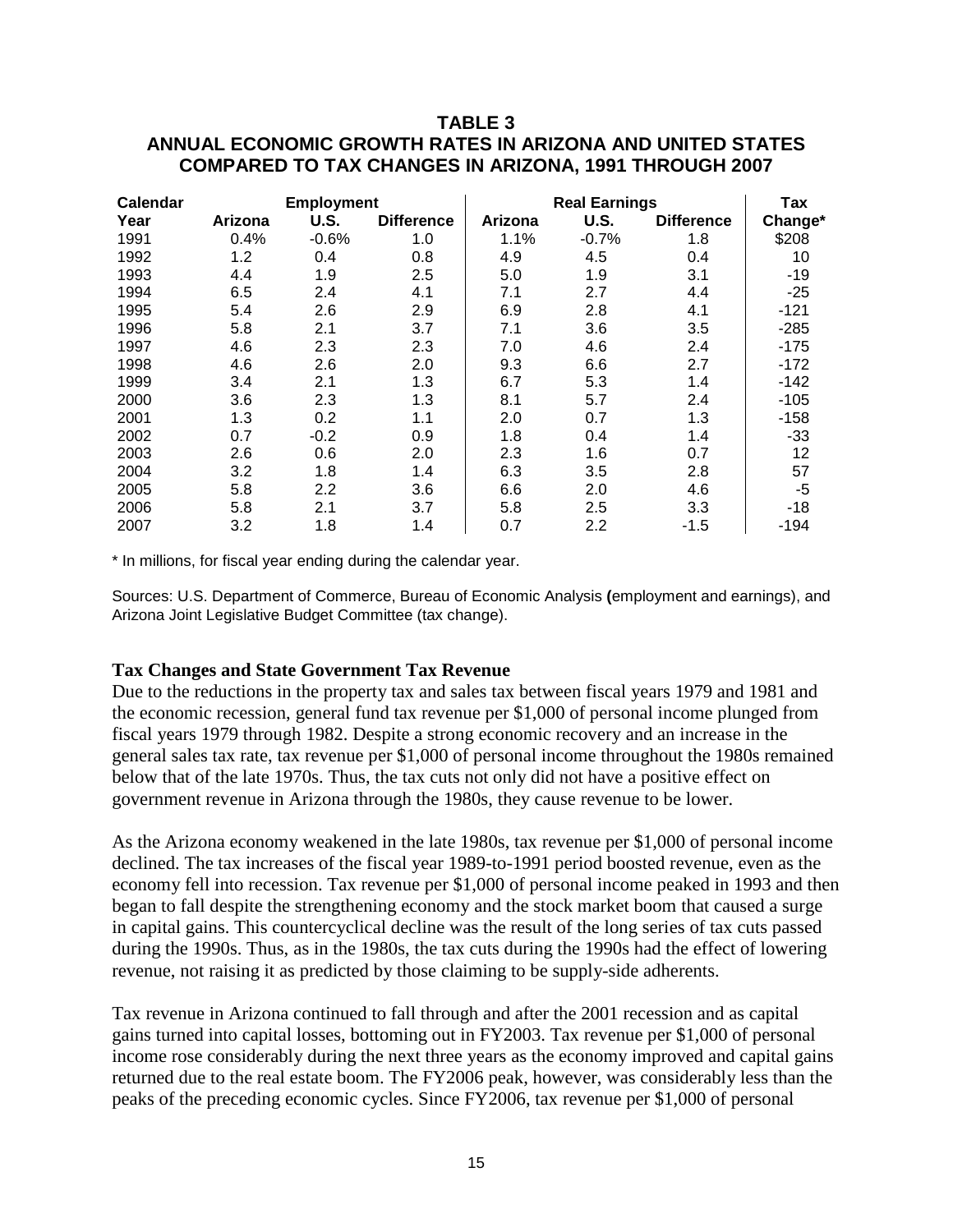# TABLE 3
## ANNUAL ECONOMIC GROWTH RATES IN ARIZONA AND UNITED STATES COMPARED TO TAX CHANGES IN ARIZONA, 1991 THROUGH 2007

| Calendar | Employment | | | Real Earnings | | | Tax |
|---|---|---|---|---|---|---|---|
| Year | Arizona | U.S. | Difference | Arizona | U.S. | Difference | Change* |
| 1991 | 0.4% | -0.6% | 1.0 | 1.1% | -0.7% | 1.8 | $208 |
| 1992 | 1.2 | 0.4 | 0.8 | 4.9 | 4.5 | 0.4 | 10 |
| 1993 | 4.4 | 1.9 | 2.5 | 5.0 | 1.9 | 3.1 | -19 |
| 1994 | 6.5 | 2.4 | 4.1 | 7.1 | 2.7 | 4.4 | -25 |
| 1995 | 5.4 | 2.6 | 2.9 | 6.9 | 2.8 | 4.1 | -121 |
| 1996 | 5.8 | 2.1 | 3.7 | 7.1 | 3.6 | 3.5 | -285 |
| 1997 | 4.6 | 2.3 | 2.3 | 7.0 | 4.6 | 2.4 | -175 |
| 1998 | 4.6 | 2.6 | 2.0 | 9.3 | 6.6 | 2.7 | -172 |
| 1999 | 3.4 | 2.1 | 1.3 | 6.7 | 5.3 | 1.4 | -142 |
| 2000 | 3.6 | 2.3 | 1.3 | 8.1 | 5.7 | 2.4 | -105 |
| 2001 | 1.3 | 0.2 | 1.1 | 2.0 | 0.7 | 1.3 | -158 |
| 2002 | 0.7 | -0.2 | 0.9 | 1.8 | 0.4 | 1.4 | -33 |
| 2003 | 2.6 | 0.6 | 2.0 | 2.3 | 1.6 | 0.7 | 12 |
| 2004 | 3.2 | 1.8 | 1.4 | 6.3 | 3.5 | 2.8 | 57 |
| 2005 | 5.8 | 2.2 | 3.6 | 6.6 | 2.0 | 4.6 | -5 |
| 2006 | 5.8 | 2.1 | 3.7 | 5.8 | 2.5 | 3.3 | -18 |
| 2007 | 3.2 | 1.8 | 1.4 | 0.7 | 2.2 | -1.5 | -194 |

* In millions, for fiscal year ending during the calendar year.

Sources: U.S. Department of Commerce, Bureau of Economic Analysis **(**employment and earnings), and Arizona Joint Legislative Budget Committee (tax change).

**Tax Changes and State Government Tax Revenue**

Due to the reductions in the property tax and sales tax between fiscal years 1979 and 1981 and the economic recession, general fund tax revenue per $1,000 of personal income plunged from fiscal years 1979 through 1982. Despite a strong economic recovery and an increase in the general sales tax rate, tax revenue per $1,000 of personal income throughout the 1980s remained below that of the late 1970s. Thus, the tax cuts not only did not have a positive effect on government revenue in Arizona through the 1980s, they cause revenue to be lower.

As the Arizona economy weakened in the late 1980s, tax revenue per $1,000 of personal income declined. The tax increases of the fiscal year 1989-to-1991 period boosted revenue, even as the economy fell into recession. Tax revenue per $1,000 of personal income peaked in 1993 and then began to fall despite the strengthening economy and the stock market boom that caused a surge in capital gains. This countercyclical decline was the result of the long series of tax cuts passed during the 1990s. Thus, as in the 1980s, the tax cuts during the 1990s had the effect of lowering revenue, not raising it as predicted by those claiming to be supply-side adherents.

Tax revenue in Arizona continued to fall through and after the 2001 recession and as capital gains turned into capital losses, bottoming out in FY2003. Tax revenue per $1,000 of personal income rose considerably during the next three years as the economy improved and capital gains returned due to the real estate boom. The FY2006 peak, however, was considerably less than the peaks of the preceding economic cycles. Since FY2006, tax revenue per $1,000 of personal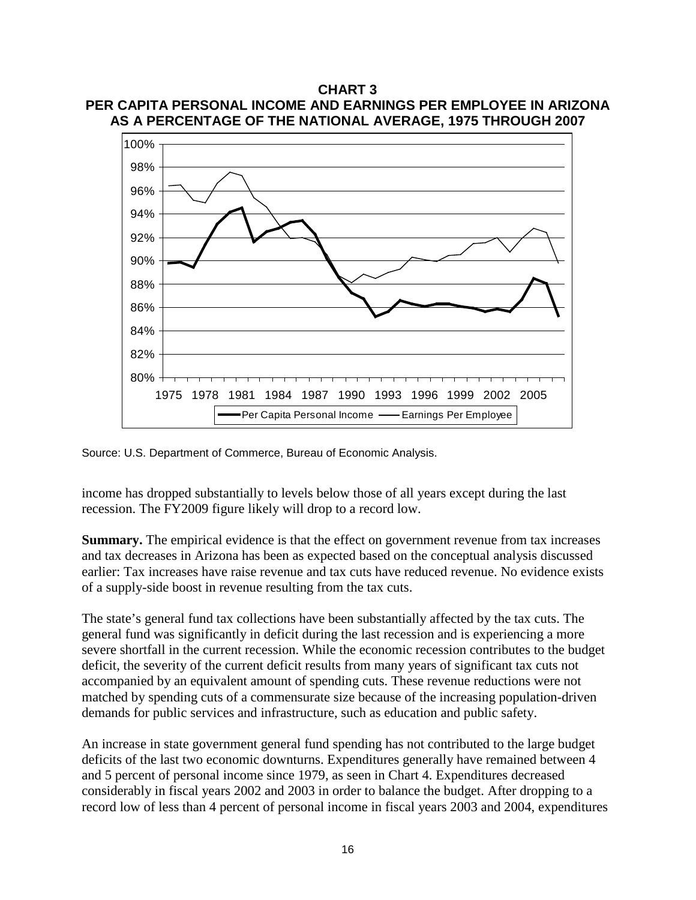**CHART 3**
**PER CAPITA PERSONAL INCOME AND EARNINGS PER EMPLOYEE IN ARIZONA AS A PERCENTAGE OF THE NATIONAL AVERAGE, 1975 THROUGH 2007**

Source: U.S. Department of Commerce, Bureau of Economic Analysis.

income has dropped substantially to levels below those of all years except during the last recession. The FY2009 figure likely will drop to a record low.

**Summary.** The empirical evidence is that the effect on government revenue from tax increases and tax decreases in Arizona has been as expected based on the conceptual analysis discussed earlier: Tax increases have raise revenue and tax cuts have reduced revenue. No evidence exists of a supply-side boost in revenue resulting from the tax cuts.

The state's general fund tax collections have been substantially affected by the tax cuts. The general fund was significantly in deficit during the last recession and is experiencing a more severe shortfall in the current recession. While the economic recession contributes to the budget deficit, the severity of the current deficit results from many years of significant tax cuts not accompanied by an equivalent amount of spending cuts. These revenue reductions were not matched by spending cuts of a commensurate size because of the increasing population-driven demands for public services and infrastructure, such as education and public safety.

An increase in state government general fund spending has not contributed to the large budget deficits of the last two economic downturns. Expenditures generally have remained between 4 and 5 percent of personal income since 1979, as seen in Chart 4. Expenditures decreased considerably in fiscal years 2002 and 2003 in order to balance the budget. After dropping to a record low of less than 4 percent of personal income in fiscal years 2003 and 2004, expenditures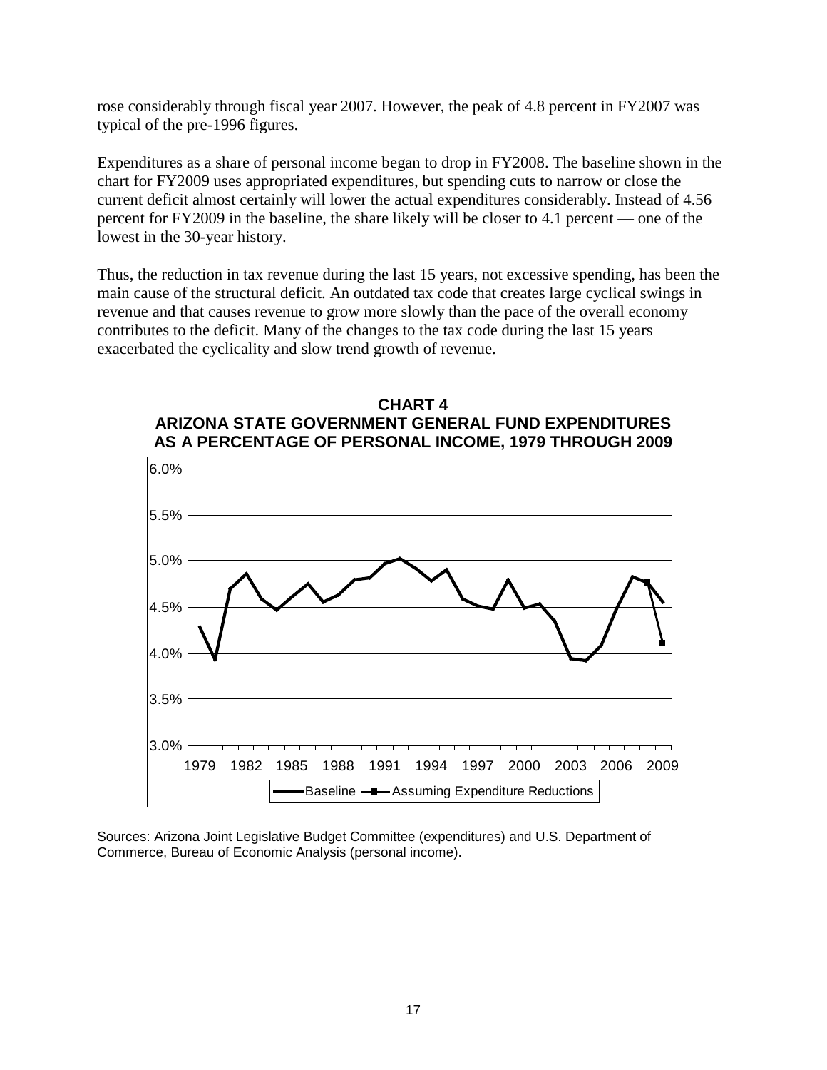rose considerably through fiscal year 2007. However, the peak of 4.8 percent in FY2007 was typical of the pre-1996 figures.

Expenditures as a share of personal income began to drop in FY2008. The baseline shown in the chart for FY2009 uses appropriated expenditures, but spending cuts to narrow or close the current deficit almost certainly will lower the actual expenditures considerably. Instead of 4.56 percent for FY2009 in the baseline, the share likely will be closer to 4.1 percent — one of the lowest in the 30-year history.

Thus, the reduction in tax revenue during the last 15 years, not excessive spending, has been the main cause of the structural deficit. An outdated tax code that creates large cyclical swings in revenue and that causes revenue to grow more slowly than the pace of the overall economy contributes to the deficit. Many of the changes to the tax code during the last 15 years exacerbated the cyclicality and slow trend growth of revenue.

**CHART 4**
**ARIZONA STATE GOVERNMENT GENERAL FUND EXPENDITURES AS A PERCENTAGE OF PERSONAL INCOME, 1979 THROUGH 2009**

Sources: Arizona Joint Legislative Budget Committee (expenditures) and U.S. Department of Commerce, Bureau of Economic Analysis (personal income).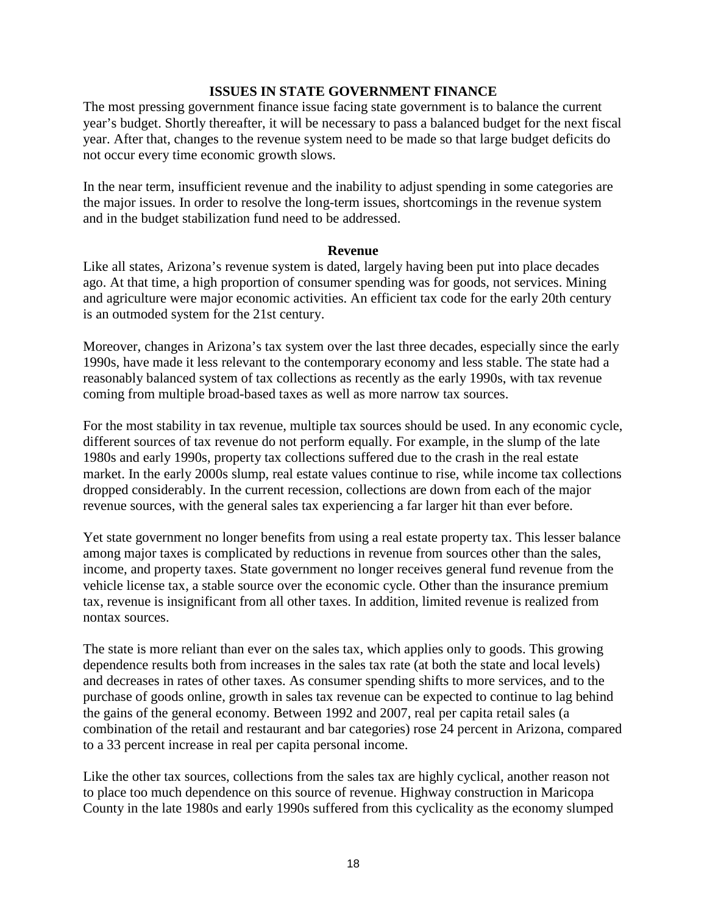## ISSUES IN STATE GOVERNMENT FINANCE

The most pressing government finance issue facing state government is to balance the current year's budget. Shortly thereafter, it will be necessary to pass a balanced budget for the next fiscal year. After that, changes to the revenue system need to be made so that large budget deficits do not occur every time economic growth slows.

In the near term, insufficient revenue and the inability to adjust spending in some categories are the major issues. In order to resolve the long-term issues, shortcomings in the revenue system and in the budget stabilization fund need to be addressed.

### Revenue

Like all states, Arizona's revenue system is dated, largely having been put into place decades ago. At that time, a high proportion of consumer spending was for goods, not services. Mining and agriculture were major economic activities. An efficient tax code for the early 20th century is an outmoded system for the 21st century.

Moreover, changes in Arizona's tax system over the last three decades, especially since the early 1990s, have made it less relevant to the contemporary economy and less stable. The state had a reasonably balanced system of tax collections as recently as the early 1990s, with tax revenue coming from multiple broad-based taxes as well as more narrow tax sources.

For the most stability in tax revenue, multiple tax sources should be used. In any economic cycle, different sources of tax revenue do not perform equally. For example, in the slump of the late 1980s and early 1990s, property tax collections suffered due to the crash in the real estate market. In the early 2000s slump, real estate values continue to rise, while income tax collections dropped considerably. In the current recession, collections are down from each of the major revenue sources, with the general sales tax experiencing a far larger hit than ever before.

Yet state government no longer benefits from using a real estate property tax. This lesser balance among major taxes is complicated by reductions in revenue from sources other than the sales, income, and property taxes. State government no longer receives general fund revenue from the vehicle license tax, a stable source over the economic cycle. Other than the insurance premium tax, revenue is insignificant from all other taxes. In addition, limited revenue is realized from nontax sources.

The state is more reliant than ever on the sales tax, which applies only to goods. This growing dependence results both from increases in the sales tax rate (at both the state and local levels) and decreases in rates of other taxes. As consumer spending shifts to more services, and to the purchase of goods online, growth in sales tax revenue can be expected to continue to lag behind the gains of the general economy. Between 1992 and 2007, real per capita retail sales (a combination of the retail and restaurant and bar categories) rose 24 percent in Arizona, compared to a 33 percent increase in real per capita personal income.

Like the other tax sources, collections from the sales tax are highly cyclical, another reason not to place too much dependence on this source of revenue. Highway construction in Maricopa County in the late 1980s and early 1990s suffered from this cyclicality as the economy slumped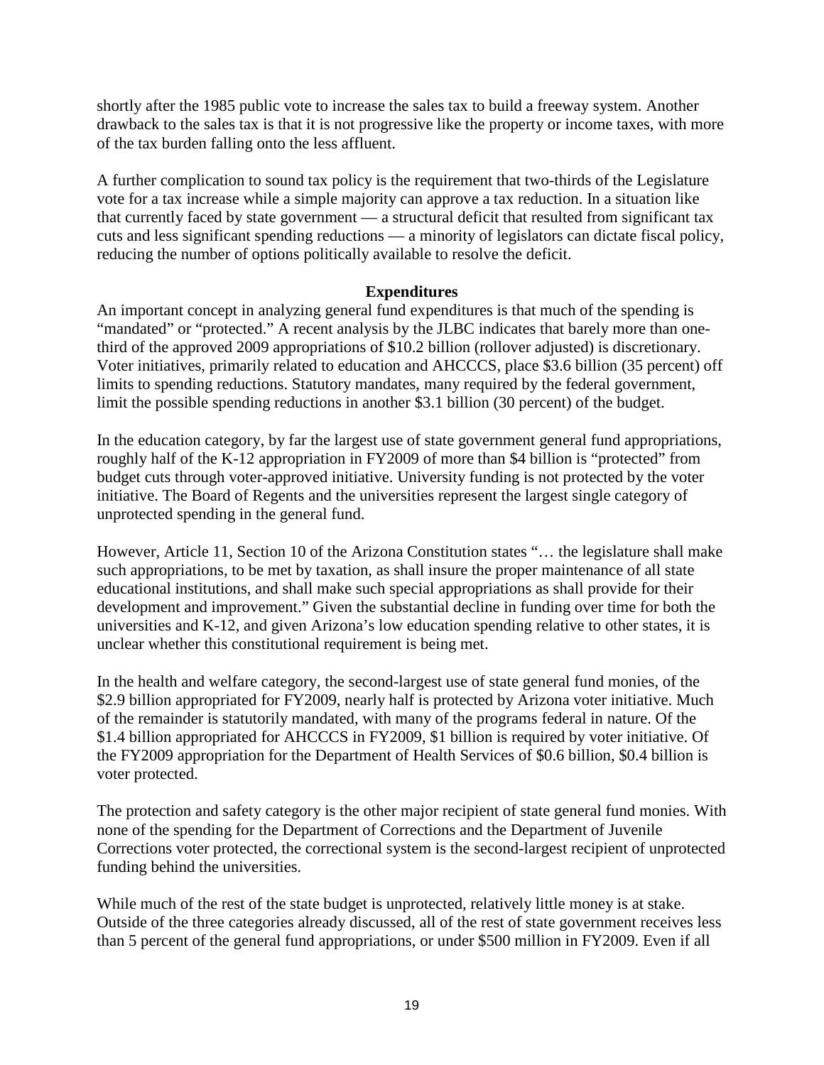shortly after the 1985 public vote to increase the sales tax to build a freeway system. Another drawback to the sales tax is that it is not progressive like the property or income taxes, with more of the tax burden falling onto the less affluent.

A further complication to sound tax policy is the requirement that two-thirds of the Legislature vote for a tax increase while a simple majority can approve a tax reduction. In a situation like that currently faced by state government — a structural deficit that resulted from significant tax cuts and less significant spending reductions — a minority of legislators can dictate fiscal policy, reducing the number of options politically available to resolve the deficit.

### Expenditures

An important concept in analyzing general fund expenditures is that much of the spending is "mandated" or "protected." A recent analysis by the JLBC indicates that barely more than one-third of the approved 2009 appropriations of $10.2 billion (rollover adjusted) is discretionary. Voter initiatives, primarily related to education and AHCCCS, place $3.6 billion (35 percent) off limits to spending reductions. Statutory mandates, many required by the federal government, limit the possible spending reductions in another $3.1 billion (30 percent) of the budget.

In the education category, by far the largest use of state government general fund appropriations, roughly half of the K-12 appropriation in FY2009 of more than $4 billion is "protected" from budget cuts through voter-approved initiative. University funding is not protected by the voter initiative. The Board of Regents and the universities represent the largest single category of unprotected spending in the general fund.

However, Article 11, Section 10 of the Arizona Constitution states "… the legislature shall make such appropriations, to be met by taxation, as shall insure the proper maintenance of all state educational institutions, and shall make such special appropriations as shall provide for their development and improvement." Given the substantial decline in funding over time for both the universities and K-12, and given Arizona's low education spending relative to other states, it is unclear whether this constitutional requirement is being met.

In the health and welfare category, the second-largest use of state general fund monies, of the $2.9 billion appropriated for FY2009, nearly half is protected by Arizona voter initiative. Much of the remainder is statutorily mandated, with many of the programs federal in nature. Of the $1.4 billion appropriated for AHCCCS in FY2009, $1 billion is required by voter initiative. Of the FY2009 appropriation for the Department of Health Services of $0.6 billion, $0.4 billion is voter protected.

The protection and safety category is the other major recipient of state general fund monies. With none of the spending for the Department of Corrections and the Department of Juvenile Corrections voter protected, the correctional system is the second-largest recipient of unprotected funding behind the universities.

While much of the rest of the state budget is unprotected, relatively little money is at stake. Outside of the three categories already discussed, all of the rest of state government receives less than 5 percent of the general fund appropriations, or under $500 million in FY2009. Even if all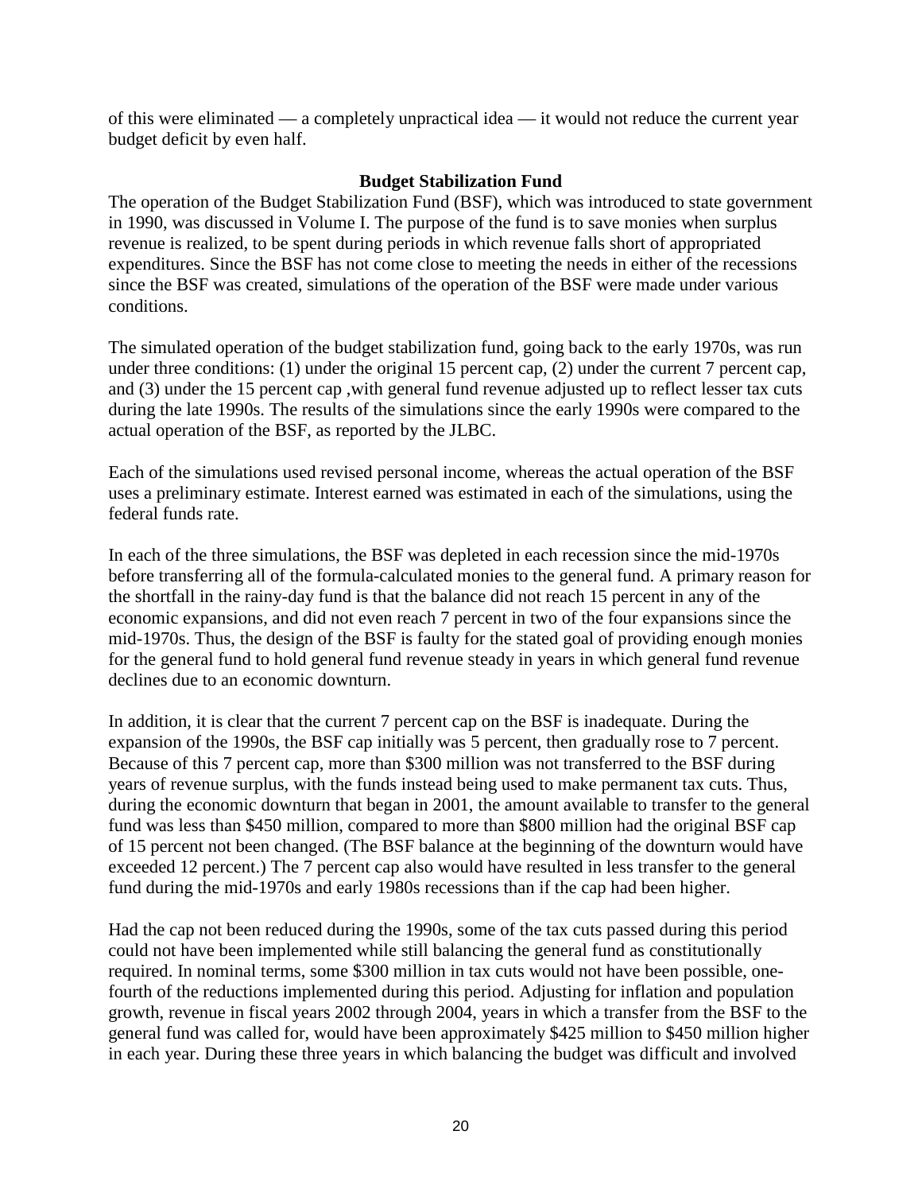of this were eliminated — a completely unpractical idea — it would not reduce the current year budget deficit by even half.

### Budget Stabilization Fund

The operation of the Budget Stabilization Fund (BSF), which was introduced to state government in 1990, was discussed in Volume I. The purpose of the fund is to save monies when surplus revenue is realized, to be spent during periods in which revenue falls short of appropriated expenditures. Since the BSF has not come close to meeting the needs in either of the recessions since the BSF was created, simulations of the operation of the BSF were made under various conditions.

The simulated operation of the budget stabilization fund, going back to the early 1970s, was run under three conditions: (1) under the original 15 percent cap, (2) under the current 7 percent cap, and (3) under the 15 percent cap ,with general fund revenue adjusted up to reflect lesser tax cuts during the late 1990s. The results of the simulations since the early 1990s were compared to the actual operation of the BSF, as reported by the JLBC.

Each of the simulations used revised personal income, whereas the actual operation of the BSF uses a preliminary estimate. Interest earned was estimated in each of the simulations, using the federal funds rate.

In each of the three simulations, the BSF was depleted in each recession since the mid-1970s before transferring all of the formula-calculated monies to the general fund. A primary reason for the shortfall in the rainy-day fund is that the balance did not reach 15 percent in any of the economic expansions, and did not even reach 7 percent in two of the four expansions since the mid-1970s. Thus, the design of the BSF is faulty for the stated goal of providing enough monies for the general fund to hold general fund revenue steady in years in which general fund revenue declines due to an economic downturn.

In addition, it is clear that the current 7 percent cap on the BSF is inadequate. During the expansion of the 1990s, the BSF cap initially was 5 percent, then gradually rose to 7 percent. Because of this 7 percent cap, more than $300 million was not transferred to the BSF during years of revenue surplus, with the funds instead being used to make permanent tax cuts. Thus, during the economic downturn that began in 2001, the amount available to transfer to the general fund was less than $450 million, compared to more than $800 million had the original BSF cap of 15 percent not been changed. (The BSF balance at the beginning of the downturn would have exceeded 12 percent.) The 7 percent cap also would have resulted in less transfer to the general fund during the mid-1970s and early 1980s recessions than if the cap had been higher.

Had the cap not been reduced during the 1990s, some of the tax cuts passed during this period could not have been implemented while still balancing the general fund as constitutionally required. In nominal terms, some $300 million in tax cuts would not have been possible, one-fourth of the reductions implemented during this period. Adjusting for inflation and population growth, revenue in fiscal years 2002 through 2004, years in which a transfer from the BSF to the general fund was called for, would have been approximately $425 million to $450 million higher in each year. During these three years in which balancing the budget was difficult and involved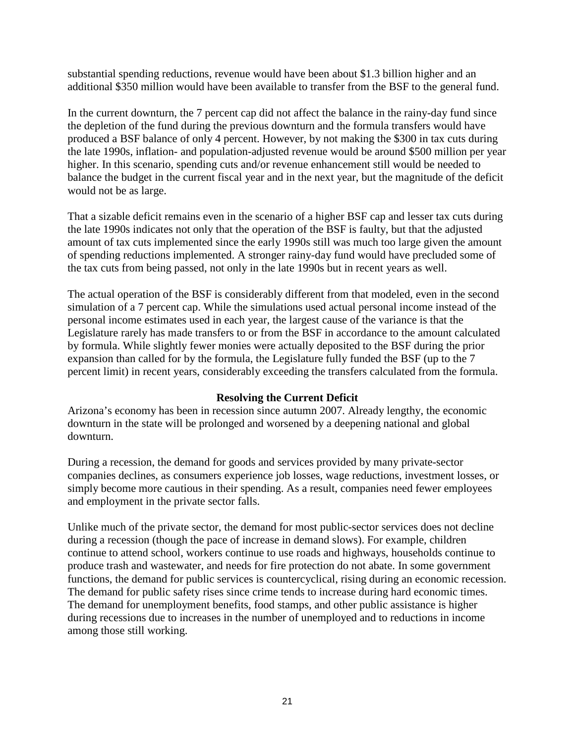substantial spending reductions, revenue would have been about $1.3 billion higher and an additional $350 million would have been available to transfer from the BSF to the general fund.

In the current downturn, the 7 percent cap did not affect the balance in the rainy-day fund since the depletion of the fund during the previous downturn and the formula transfers would have produced a BSF balance of only 4 percent. However, by not making the $300 in tax cuts during the late 1990s, inflation- and population-adjusted revenue would be around $500 million per year higher. In this scenario, spending cuts and/or revenue enhancement still would be needed to balance the budget in the current fiscal year and in the next year, but the magnitude of the deficit would not be as large.

That a sizable deficit remains even in the scenario of a higher BSF cap and lesser tax cuts during the late 1990s indicates not only that the operation of the BSF is faulty, but that the adjusted amount of tax cuts implemented since the early 1990s still was much too large given the amount of spending reductions implemented. A stronger rainy-day fund would have precluded some of the tax cuts from being passed, not only in the late 1990s but in recent years as well.

The actual operation of the BSF is considerably different from that modeled, even in the second simulation of a 7 percent cap. While the simulations used actual personal income instead of the personal income estimates used in each year, the largest cause of the variance is that the Legislature rarely has made transfers to or from the BSF in accordance to the amount calculated by formula. While slightly fewer monies were actually deposited to the BSF during the prior expansion than called for by the formula, the Legislature fully funded the BSF (up to the 7 percent limit) in recent years, considerably exceeding the transfers calculated from the formula.

## Resolving the Current Deficit

Arizona's economy has been in recession since autumn 2007. Already lengthy, the economic downturn in the state will be prolonged and worsened by a deepening national and global downturn.

During a recession, the demand for goods and services provided by many private-sector companies declines, as consumers experience job losses, wage reductions, investment losses, or simply become more cautious in their spending. As a result, companies need fewer employees and employment in the private sector falls.

Unlike much of the private sector, the demand for most public-sector services does not decline during a recession (though the pace of increase in demand slows). For example, children continue to attend school, workers continue to use roads and highways, households continue to produce trash and wastewater, and needs for fire protection do not abate. In some government functions, the demand for public services is countercyclical, rising during an economic recession. The demand for public safety rises since crime tends to increase during hard economic times. The demand for unemployment benefits, food stamps, and other public assistance is higher during recessions due to increases in the number of unemployed and to reductions in income among those still working.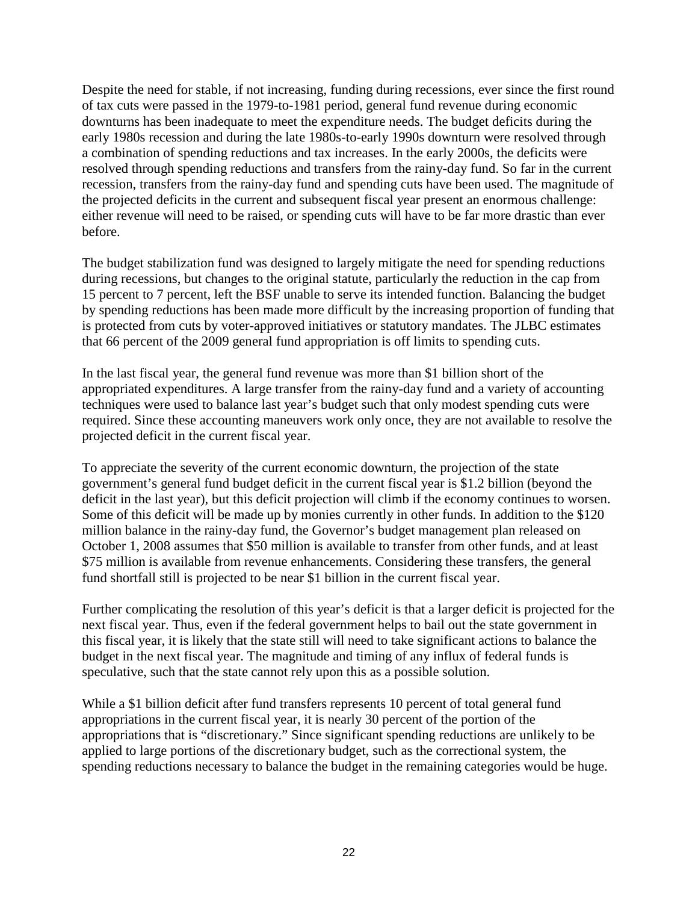Despite the need for stable, if not increasing, funding during recessions, ever since the first round of tax cuts were passed in the 1979-to-1981 period, general fund revenue during economic downturns has been inadequate to meet the expenditure needs. The budget deficits during the early 1980s recession and during the late 1980s-to-early 1990s downturn were resolved through a combination of spending reductions and tax increases. In the early 2000s, the deficits were resolved through spending reductions and transfers from the rainy-day fund. So far in the current recession, transfers from the rainy-day fund and spending cuts have been used. The magnitude of the projected deficits in the current and subsequent fiscal year present an enormous challenge: either revenue will need to be raised, or spending cuts will have to be far more drastic than ever before.

The budget stabilization fund was designed to largely mitigate the need for spending reductions during recessions, but changes to the original statute, particularly the reduction in the cap from 15 percent to 7 percent, left the BSF unable to serve its intended function. Balancing the budget by spending reductions has been made more difficult by the increasing proportion of funding that is protected from cuts by voter-approved initiatives or statutory mandates. The JLBC estimates that 66 percent of the 2009 general fund appropriation is off limits to spending cuts.

In the last fiscal year, the general fund revenue was more than $1 billion short of the appropriated expenditures. A large transfer from the rainy-day fund and a variety of accounting techniques were used to balance last year's budget such that only modest spending cuts were required. Since these accounting maneuvers work only once, they are not available to resolve the projected deficit in the current fiscal year.

To appreciate the severity of the current economic downturn, the projection of the state government's general fund budget deficit in the current fiscal year is $1.2 billion (beyond the deficit in the last year), but this deficit projection will climb if the economy continues to worsen. Some of this deficit will be made up by monies currently in other funds. In addition to the $120 million balance in the rainy-day fund, the Governor's budget management plan released on October 1, 2008 assumes that $50 million is available to transfer from other funds, and at least $75 million is available from revenue enhancements. Considering these transfers, the general fund shortfall still is projected to be near $1 billion in the current fiscal year.

Further complicating the resolution of this year's deficit is that a larger deficit is projected for the next fiscal year. Thus, even if the federal government helps to bail out the state government in this fiscal year, it is likely that the state still will need to take significant actions to balance the budget in the next fiscal year. The magnitude and timing of any influx of federal funds is speculative, such that the state cannot rely upon this as a possible solution.

While a $1 billion deficit after fund transfers represents 10 percent of total general fund appropriations in the current fiscal year, it is nearly 30 percent of the portion of the appropriations that is "discretionary." Since significant spending reductions are unlikely to be applied to large portions of the discretionary budget, such as the correctional system, the spending reductions necessary to balance the budget in the remaining categories would be huge.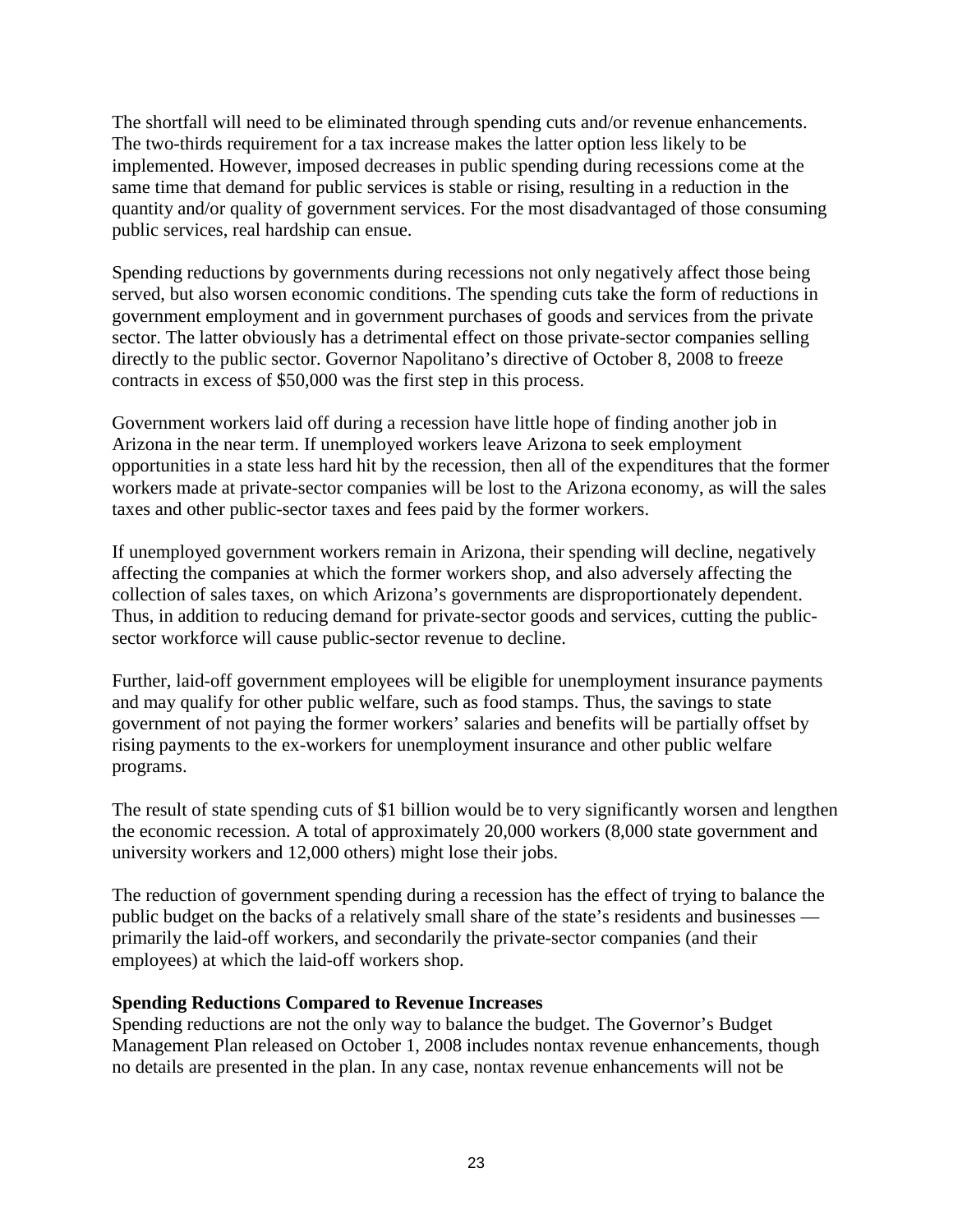The shortfall will need to be eliminated through spending cuts and/or revenue enhancements. The two-thirds requirement for a tax increase makes the latter option less likely to be implemented. However, imposed decreases in public spending during recessions come at the same time that demand for public services is stable or rising, resulting in a reduction in the quantity and/or quality of government services. For the most disadvantaged of those consuming public services, real hardship can ensue.

Spending reductions by governments during recessions not only negatively affect those being served, but also worsen economic conditions. The spending cuts take the form of reductions in government employment and in government purchases of goods and services from the private sector. The latter obviously has a detrimental effect on those private-sector companies selling directly to the public sector. Governor Napolitano's directive of October 8, 2008 to freeze contracts in excess of $50,000 was the first step in this process.

Government workers laid off during a recession have little hope of finding another job in Arizona in the near term. If unemployed workers leave Arizona to seek employment opportunities in a state less hard hit by the recession, then all of the expenditures that the former workers made at private-sector companies will be lost to the Arizona economy, as will the sales taxes and other public-sector taxes and fees paid by the former workers.

If unemployed government workers remain in Arizona, their spending will decline, negatively affecting the companies at which the former workers shop, and also adversely affecting the collection of sales taxes, on which Arizona's governments are disproportionately dependent. Thus, in addition to reducing demand for private-sector goods and services, cutting the public-sector workforce will cause public-sector revenue to decline.

Further, laid-off government employees will be eligible for unemployment insurance payments and may qualify for other public welfare, such as food stamps. Thus, the savings to state government of not paying the former workers' salaries and benefits will be partially offset by rising payments to the ex-workers for unemployment insurance and other public welfare programs.

The result of state spending cuts of $1 billion would be to very significantly worsen and lengthen the economic recession. A total of approximately 20,000 workers (8,000 state government and university workers and 12,000 others) might lose their jobs.

The reduction of government spending during a recession has the effect of trying to balance the public budget on the backs of a relatively small share of the state's residents and businesses — primarily the laid-off workers, and secondarily the private-sector companies (and their employees) at which the laid-off workers shop.

**Spending Reductions Compared to Revenue Increases**

Spending reductions are not the only way to balance the budget. The Governor's Budget Management Plan released on October 1, 2008 includes nontax revenue enhancements, though no details are presented in the plan. In any case, nontax revenue enhancements will not be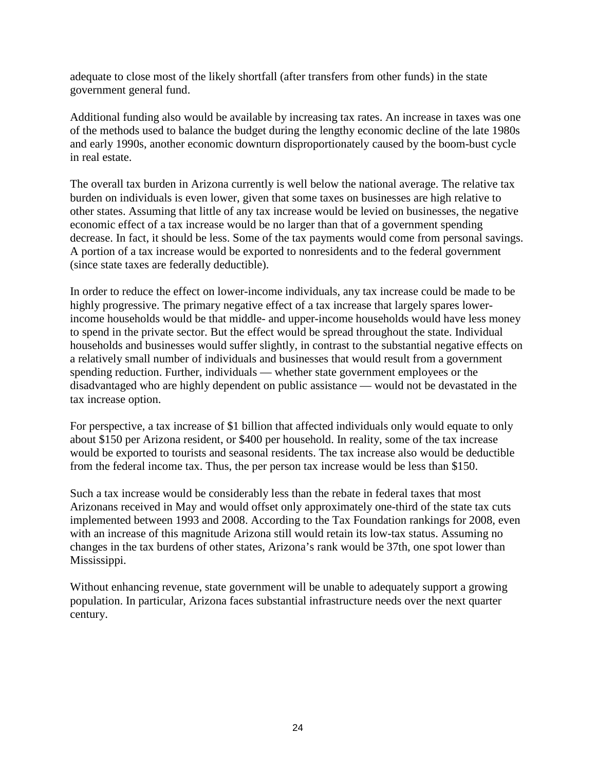adequate to close most of the likely shortfall (after transfers from other funds) in the state government general fund.

Additional funding also would be available by increasing tax rates. An increase in taxes was one of the methods used to balance the budget during the lengthy economic decline of the late 1980s and early 1990s, another economic downturn disproportionately caused by the boom-bust cycle in real estate.

The overall tax burden in Arizona currently is well below the national average. The relative tax burden on individuals is even lower, given that some taxes on businesses are high relative to other states. Assuming that little of any tax increase would be levied on businesses, the negative economic effect of a tax increase would be no larger than that of a government spending decrease. In fact, it should be less. Some of the tax payments would come from personal savings. A portion of a tax increase would be exported to nonresidents and to the federal government (since state taxes are federally deductible).

In order to reduce the effect on lower-income individuals, any tax increase could be made to be highly progressive. The primary negative effect of a tax increase that largely spares lower-income households would be that middle- and upper-income households would have less money to spend in the private sector. But the effect would be spread throughout the state. Individual households and businesses would suffer slightly, in contrast to the substantial negative effects on a relatively small number of individuals and businesses that would result from a government spending reduction. Further, individuals — whether state government employees or the disadvantaged who are highly dependent on public assistance — would not be devastated in the tax increase option.

For perspective, a tax increase of $1 billion that affected individuals only would equate to only about $150 per Arizona resident, or $400 per household. In reality, some of the tax increase would be exported to tourists and seasonal residents. The tax increase also would be deductible from the federal income tax. Thus, the per person tax increase would be less than $150.

Such a tax increase would be considerably less than the rebate in federal taxes that most Arizonans received in May and would offset only approximately one-third of the state tax cuts implemented between 1993 and 2008. According to the Tax Foundation rankings for 2008, even with an increase of this magnitude Arizona still would retain its low-tax status. Assuming no changes in the tax burdens of other states, Arizona's rank would be 37th, one spot lower than Mississippi.

Without enhancing revenue, state government will be unable to adequately support a growing population. In particular, Arizona faces substantial infrastructure needs over the next quarter century.